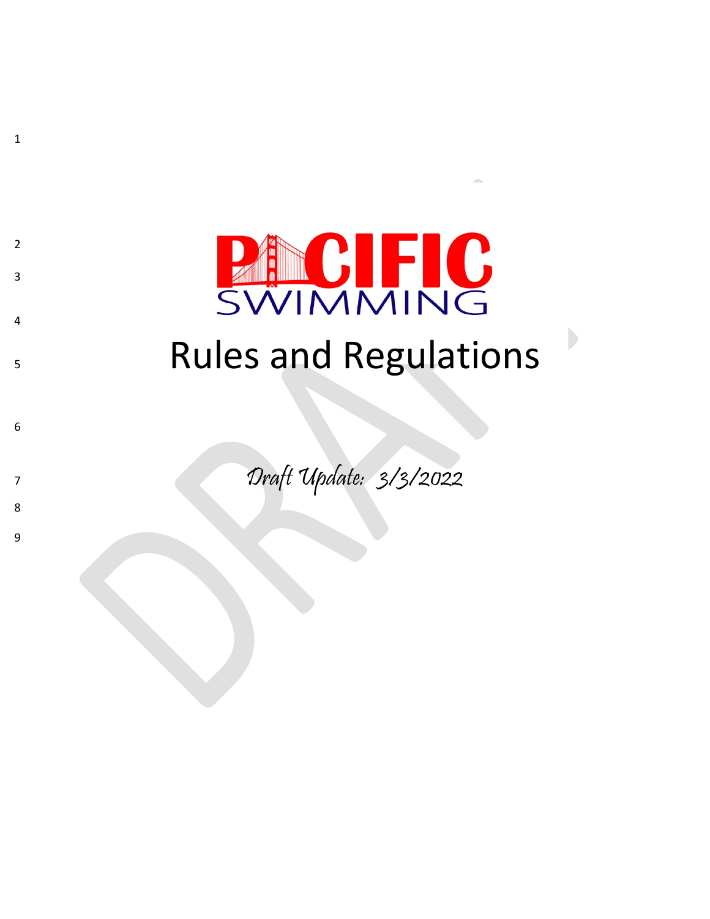# PACIFIC SWIMMING

# Rules and Regulations

*Draft Update: 3/3/2022*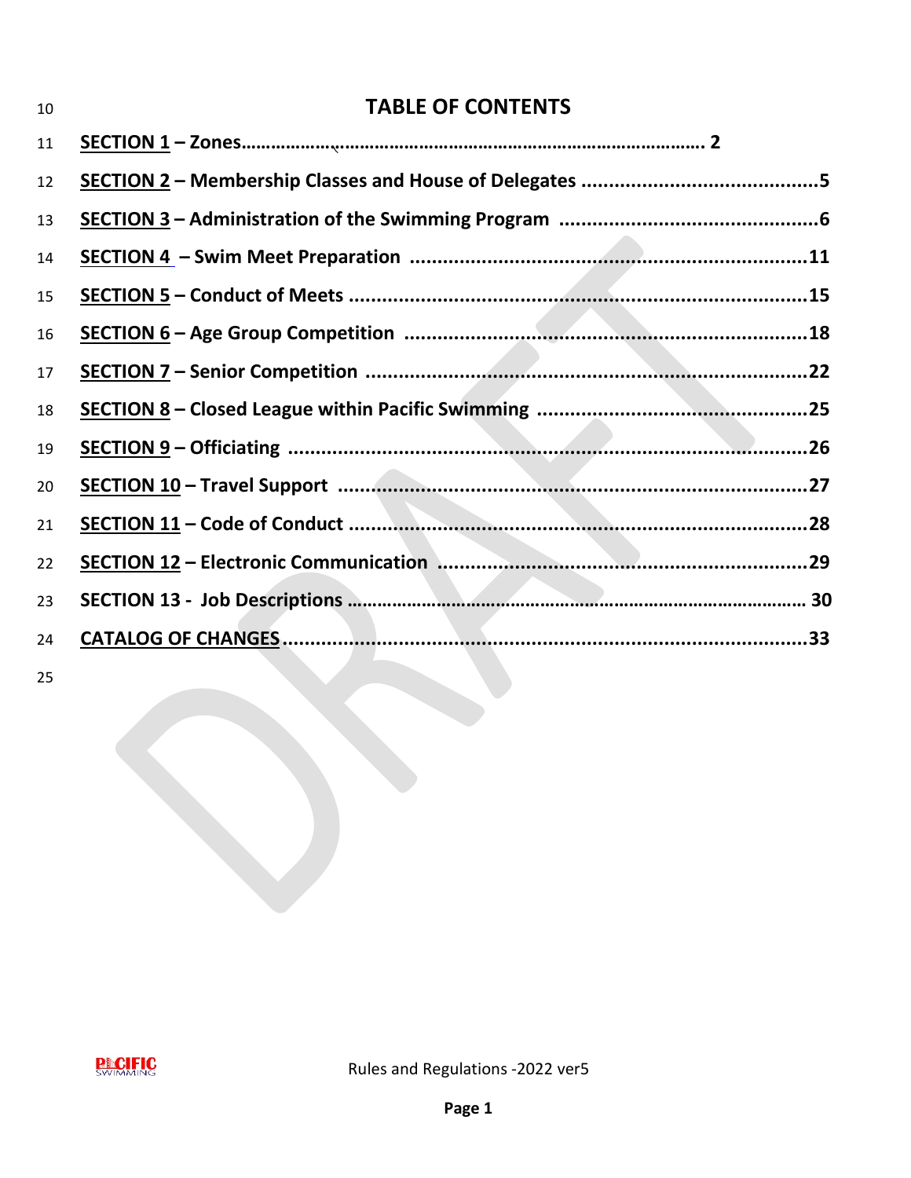# TABLE OF CONTENTS

**SECTION 1 – Zones................................................................................................ 2**

**SECTION 2 – Membership Classes and House of Delegates ...........................................5**

**SECTION 3 – Administration of the Swimming Program ...............................................6**

**SECTION 4 – Swim Meet Preparation .......................................................................11**

**SECTION 5 – Conduct of Meets ..................................................................................15**

**SECTION 6 – Age Group Competition .........................................................................18**

**SECTION 7 – Senior Competition ................................................................................22**

**SECTION 8 – Closed League within Pacific Swimming ................................................25**

**SECTION 9 – Officiating ..............................................................................................26**

**SECTION 10 – Travel Support .....................................................................................27**

**SECTION 11 – Code of Conduct ..................................................................................28**

**SECTION 12 – Electronic Communication ...................................................................29**

**SECTION 13 - Job Descriptions .................................................................................. 30**

**CATALOG OF CHANGES.................................................................................................33**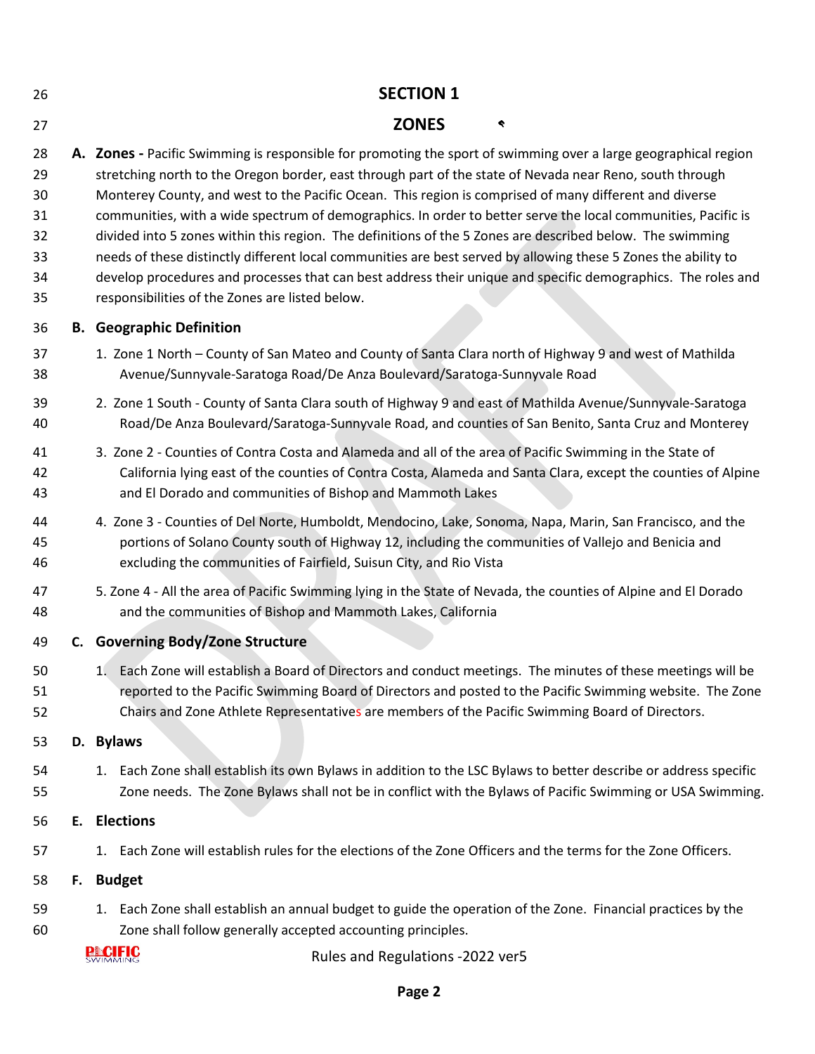# SECTION 1

## ZONES

**A. Zones -** Pacific Swimming is responsible for promoting the sport of swimming over a large geographical region stretching north to the Oregon border, east through part of the state of Nevada near Reno, south through Monterey County, and west to the Pacific Ocean. This region is comprised of many different and diverse communities, with a wide spectrum of demographics. In order to better serve the local communities, Pacific is divided into 5 zones within this region. The definitions of the 5 Zones are described below. The swimming needs of these distinctly different local communities are best served by allowing these 5 Zones the ability to develop procedures and processes that can best address their unique and specific demographics. The roles and responsibilities of the Zones are listed below.

**B. Geographic Definition**

1. Zone 1 North – County of San Mateo and County of Santa Clara north of Highway 9 and west of Mathilda Avenue/Sunnyvale-Saratoga Road/De Anza Boulevard/Saratoga-Sunnyvale Road
2. Zone 1 South - County of Santa Clara south of Highway 9 and east of Mathilda Avenue/Sunnyvale-Saratoga Road/De Anza Boulevard/Saratoga-Sunnyvale Road, and counties of San Benito, Santa Cruz and Monterey
3. Zone 2 - Counties of Contra Costa and Alameda and all of the area of Pacific Swimming in the State of California lying east of the counties of Contra Costa, Alameda and Santa Clara, except the counties of Alpine and El Dorado and communities of Bishop and Mammoth Lakes
4. Zone 3 - Counties of Del Norte, Humboldt, Mendocino, Lake, Sonoma, Napa, Marin, San Francisco, and the portions of Solano County south of Highway 12, including the communities of Vallejo and Benicia and excluding the communities of Fairfield, Suisun City, and Rio Vista
5. Zone 4 - All the area of Pacific Swimming lying in the State of Nevada, the counties of Alpine and El Dorado and the communities of Bishop and Mammoth Lakes, California

**C. Governing Body/Zone Structure**

1. Each Zone will establish a Board of Directors and conduct meetings. The minutes of these meetings will be reported to the Pacific Swimming Board of Directors and posted to the Pacific Swimming website. The Zone Chairs and Zone Athlete Representatives are members of the Pacific Swimming Board of Directors.

**D. Bylaws**

1. Each Zone shall establish its own Bylaws in addition to the LSC Bylaws to better describe or address specific Zone needs. The Zone Bylaws shall not be in conflict with the Bylaws of Pacific Swimming or USA Swimming.

**E. Elections**

1. Each Zone will establish rules for the elections of the Zone Officers and the terms for the Zone Officers.

**F. Budget**

1. Each Zone shall establish an annual budget to guide the operation of the Zone. Financial practices by the Zone shall follow generally accepted accounting principles.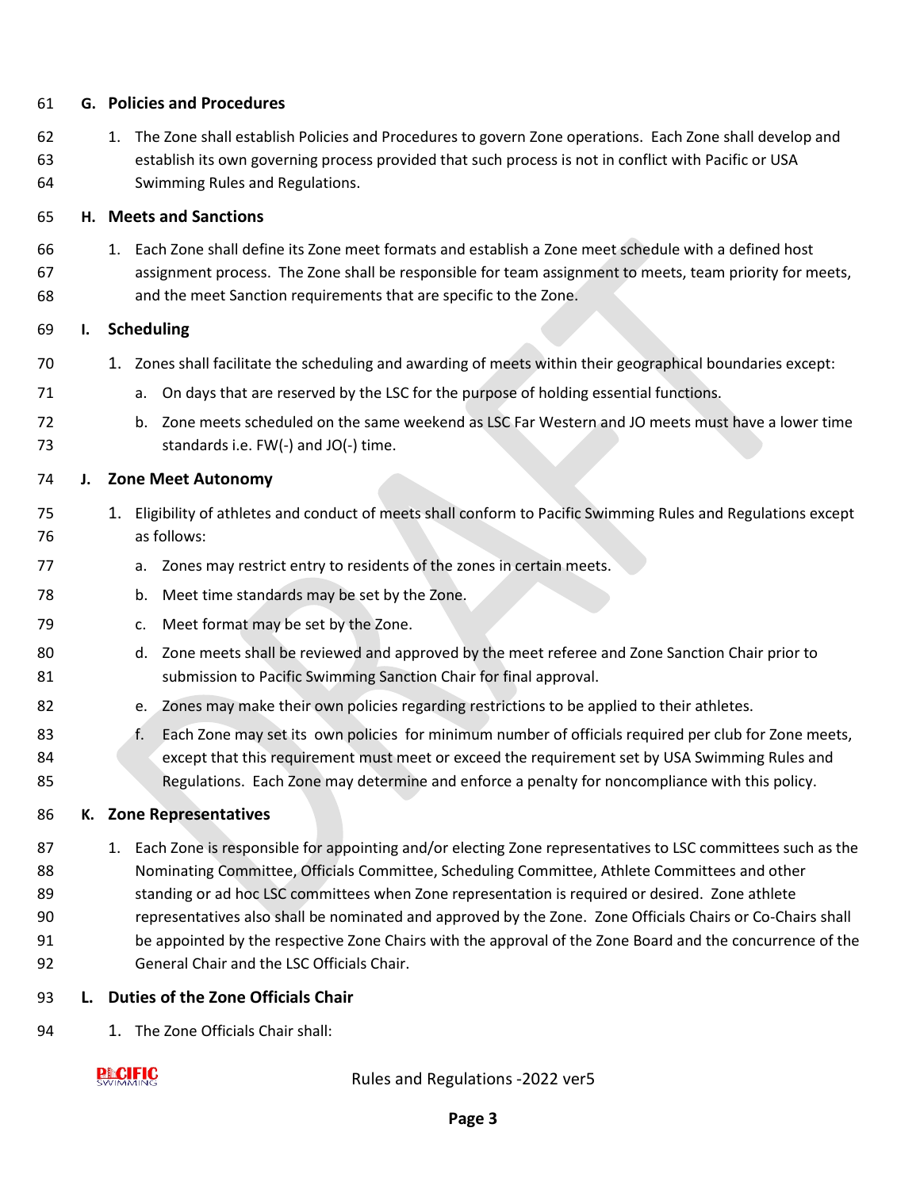## G. Policies and Procedures

1. The Zone shall establish Policies and Procedures to govern Zone operations. Each Zone shall develop and establish its own governing process provided that such process is not in conflict with Pacific or USA Swimming Rules and Regulations.

## H. Meets and Sanctions

1. Each Zone shall define its Zone meet formats and establish a Zone meet schedule with a defined host assignment process. The Zone shall be responsible for team assignment to meets, team priority for meets, and the meet Sanction requirements that are specific to the Zone.

## I. Scheduling

1. Zones shall facilitate the scheduling and awarding of meets within their geographical boundaries except:
   a. On days that are reserved by the LSC for the purpose of holding essential functions.
   b. Zone meets scheduled on the same weekend as LSC Far Western and JO meets must have a lower time standards i.e. FW(-) and JO(-) time.

## J. Zone Meet Autonomy

1. Eligibility of athletes and conduct of meets shall conform to Pacific Swimming Rules and Regulations except as follows:
   a. Zones may restrict entry to residents of the zones in certain meets.
   b. Meet time standards may be set by the Zone.
   c. Meet format may be set by the Zone.
   d. Zone meets shall be reviewed and approved by the meet referee and Zone Sanction Chair prior to submission to Pacific Swimming Sanction Chair for final approval.
   e. Zones may make their own policies regarding restrictions to be applied to their athletes.
   f. Each Zone may set its own policies for minimum number of officials required per club for Zone meets, except that this requirement must meet or exceed the requirement set by USA Swimming Rules and Regulations. Each Zone may determine and enforce a penalty for noncompliance with this policy.

## K. Zone Representatives

1. Each Zone is responsible for appointing and/or electing Zone representatives to LSC committees such as the Nominating Committee, Officials Committee, Scheduling Committee, Athlete Committees and other standing or ad hoc LSC committees when Zone representation is required or desired. Zone athlete representatives also shall be nominated and approved by the Zone. Zone Officials Chairs or Co-Chairs shall be appointed by the respective Zone Chairs with the approval of the Zone Board and the concurrence of the General Chair and the LSC Officials Chair.

## L. Duties of the Zone Officials Chair

1. The Zone Officials Chair shall: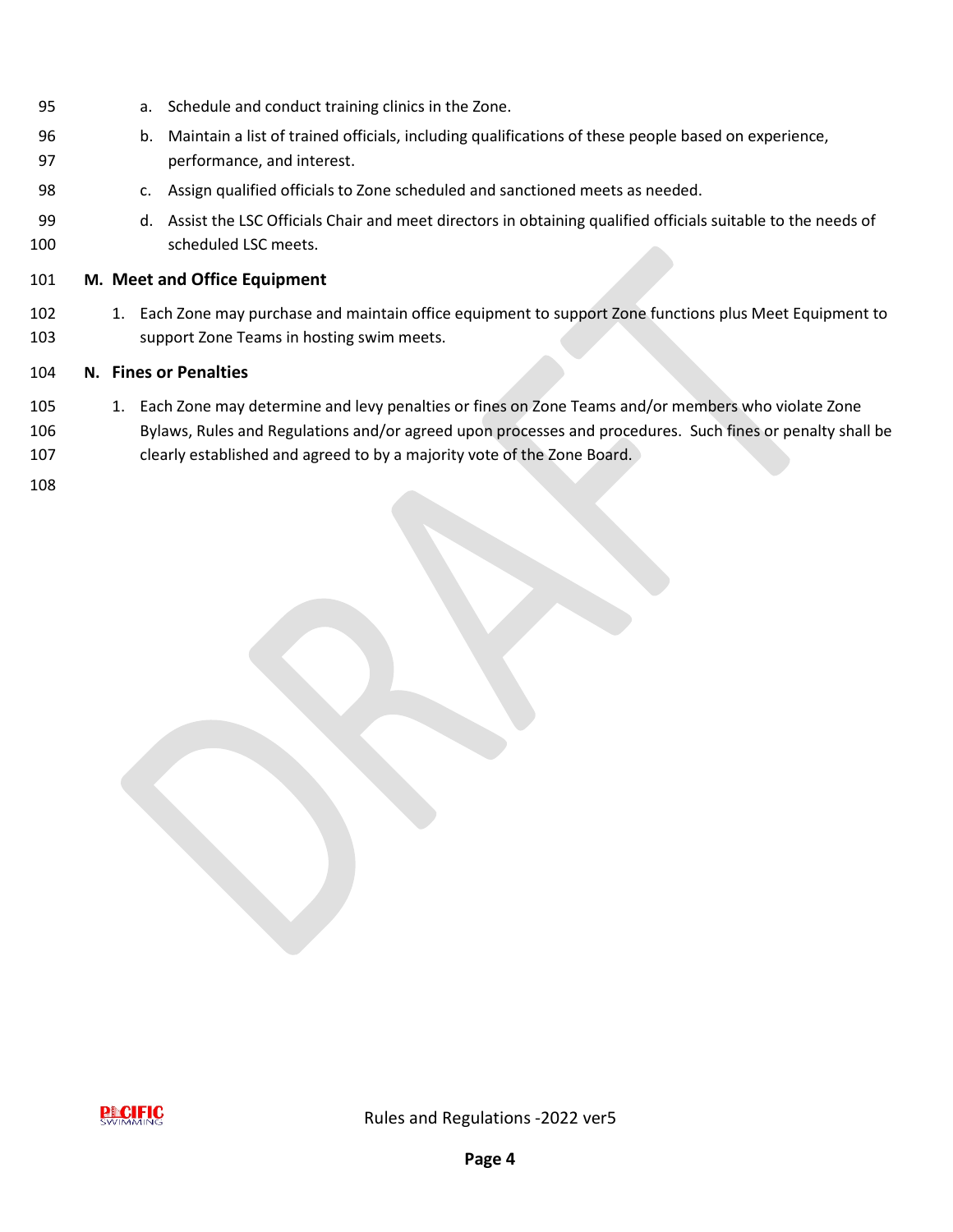a. Schedule and conduct training clinics in the Zone.
b. Maintain a list of trained officials, including qualifications of these people based on experience, performance, and interest.
c. Assign qualified officials to Zone scheduled and sanctioned meets as needed.
d. Assist the LSC Officials Chair and meet directors in obtaining qualified officials suitable to the needs of scheduled LSC meets.

**M. Meet and Office Equipment**

1. Each Zone may purchase and maintain office equipment to support Zone functions plus Meet Equipment to support Zone Teams in hosting swim meets.

**N. Fines or Penalties**

1. Each Zone may determine and levy penalties or fines on Zone Teams and/or members who violate Zone Bylaws, Rules and Regulations and/or agreed upon processes and procedures. Such fines or penalty shall be clearly established and agreed to by a majority vote of the Zone Board.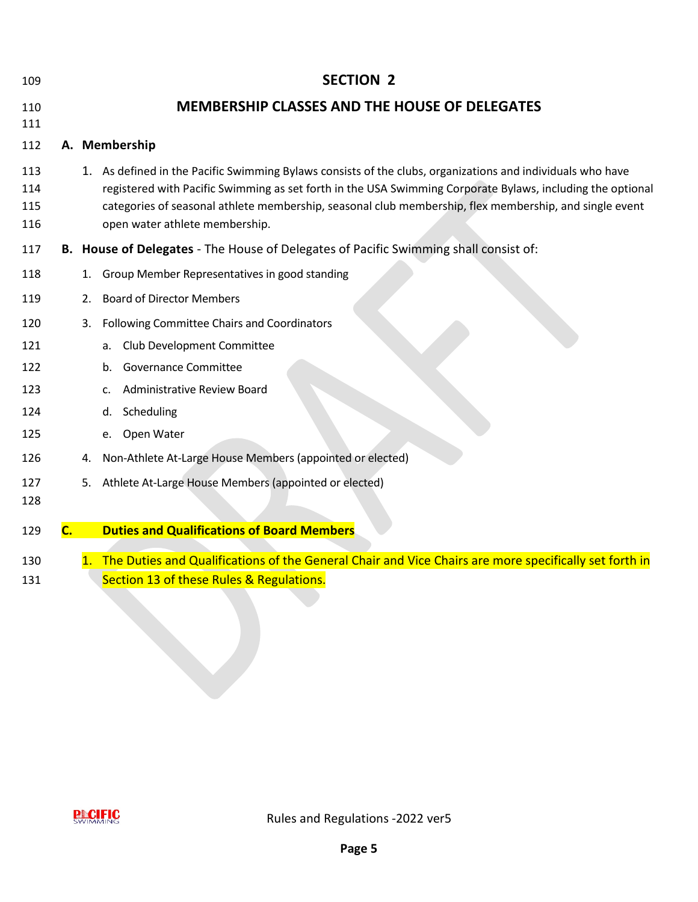# SECTION 2

## MEMBERSHIP CLASSES AND THE HOUSE OF DELEGATES

### A. Membership

1. As defined in the Pacific Swimming Bylaws consists of the clubs, organizations and individuals who have registered with Pacific Swimming as set forth in the USA Swimming Corporate Bylaws, including the optional categories of seasonal athlete membership, seasonal club membership, flex membership, and single event open water athlete membership.

**B. House of Delegates** - The House of Delegates of Pacific Swimming shall consist of:

1. Group Member Representatives in good standing
2. Board of Director Members
3. Following Committee Chairs and Coordinators
   a. Club Development Committee
   b. Governance Committee
   c. Administrative Review Board
   d. Scheduling
   e. Open Water
4. Non-Athlete At-Large House Members (appointed or elected)
5. Athlete At-Large House Members (appointed or elected)

### C. Duties and Qualifications of Board Members

1. The Duties and Qualifications of the General Chair and Vice Chairs are more specifically set forth in Section 13 of these Rules & Regulations.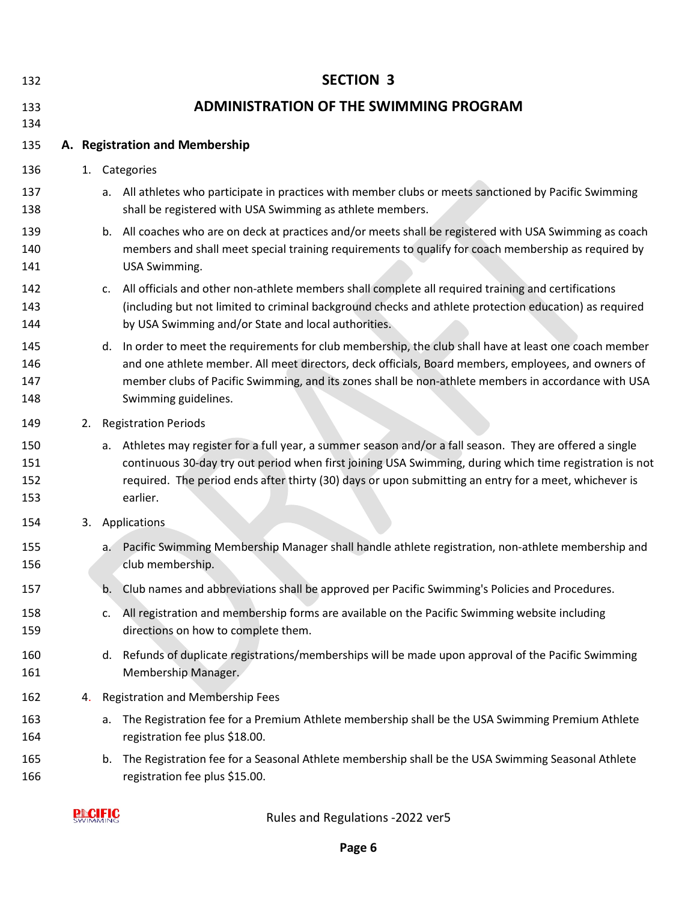# SECTION 3

# ADMINISTRATION OF THE SWIMMING PROGRAM

## A. Registration and Membership

1. Categories
   a. All athletes who participate in practices with member clubs or meets sanctioned by Pacific Swimming shall be registered with USA Swimming as athlete members.
   b. All coaches who are on deck at practices and/or meets shall be registered with USA Swimming as coach members and shall meet special training requirements to qualify for coach membership as required by USA Swimming.
   c. All officials and other non-athlete members shall complete all required training and certifications (including but not limited to criminal background checks and athlete protection education) as required by USA Swimming and/or State and local authorities.
   d. In order to meet the requirements for club membership, the club shall have at least one coach member and one athlete member. All meet directors, deck officials, Board members, employees, and owners of member clubs of Pacific Swimming, and its zones shall be non-athlete members in accordance with USA Swimming guidelines.
2. Registration Periods
   a. Athletes may register for a full year, a summer season and/or a fall season. They are offered a single continuous 30-day try out period when first joining USA Swimming, during which time registration is not required. The period ends after thirty (30) days or upon submitting an entry for a meet, whichever is earlier.
3. Applications
   a. Pacific Swimming Membership Manager shall handle athlete registration, non-athlete membership and club membership.
   b. Club names and abbreviations shall be approved per Pacific Swimming's Policies and Procedures.
   c. All registration and membership forms are available on the Pacific Swimming website including directions on how to complete them.
   d. Refunds of duplicate registrations/memberships will be made upon approval of the Pacific Swimming Membership Manager.
4. Registration and Membership Fees
   a. The Registration fee for a Premium Athlete membership shall be the USA Swimming Premium Athlete registration fee plus $18.00.
   b. The Registration fee for a Seasonal Athlete membership shall be the USA Swimming Seasonal Athlete registration fee plus $15.00.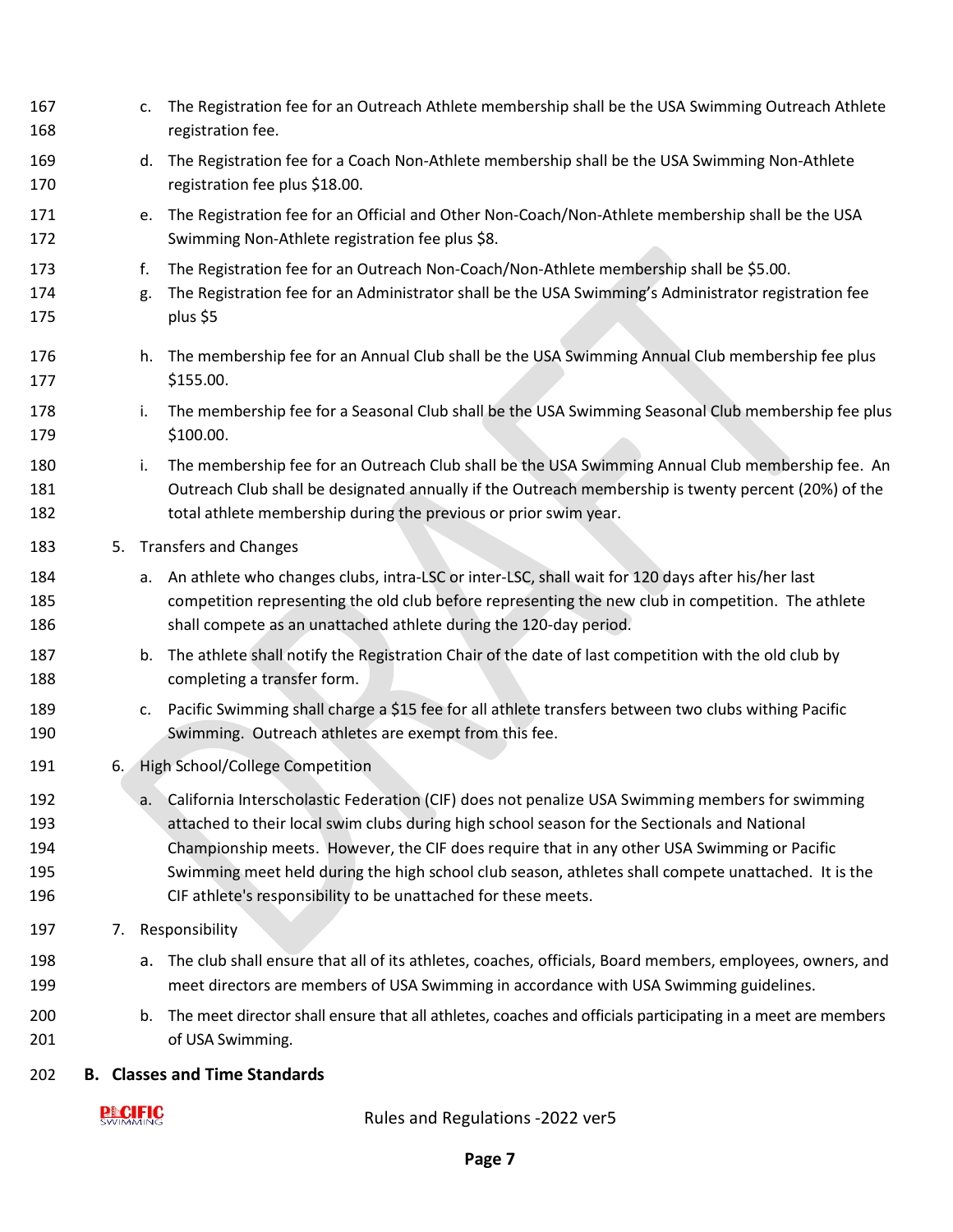c. The Registration fee for an Outreach Athlete membership shall be the USA Swimming Outreach Athlete registration fee.

d. The Registration fee for a Coach Non-Athlete membership shall be the USA Swimming Non-Athlete registration fee plus $18.00.

e. The Registration fee for an Official and Other Non-Coach/Non-Athlete membership shall be the USA Swimming Non-Athlete registration fee plus $8.

f. The Registration fee for an Outreach Non-Coach/Non-Athlete membership shall be $5.00.

g. The Registration fee for an Administrator shall be the USA Swimming's Administrator registration fee plus $5

h. The membership fee for an Annual Club shall be the USA Swimming Annual Club membership fee plus $155.00.

i. The membership fee for a Seasonal Club shall be the USA Swimming Seasonal Club membership fee plus $100.00.

i. The membership fee for an Outreach Club shall be the USA Swimming Annual Club membership fee. An Outreach Club shall be designated annually if the Outreach membership is twenty percent (20%) of the total athlete membership during the previous or prior swim year.

5. Transfers and Changes

   a. An athlete who changes clubs, intra-LSC or inter-LSC, shall wait for 120 days after his/her last competition representing the old club before representing the new club in competition. The athlete shall compete as an unattached athlete during the 120-day period.

   b. The athlete shall notify the Registration Chair of the date of last competition with the old club by completing a transfer form.

   c. Pacific Swimming shall charge a $15 fee for all athlete transfers between two clubs withing Pacific Swimming. Outreach athletes are exempt from this fee.

6. High School/College Competition

   a. California Interscholastic Federation (CIF) does not penalize USA Swimming members for swimming attached to their local swim clubs during high school season for the Sectionals and National Championship meets. However, the CIF does require that in any other USA Swimming or Pacific Swimming meet held during the high school club season, athletes shall compete unattached. It is the CIF athlete's responsibility to be unattached for these meets.

7. Responsibility

   a. The club shall ensure that all of its athletes, coaches, officials, Board members, employees, owners, and meet directors are members of USA Swimming in accordance with USA Swimming guidelines.

   b. The meet director shall ensure that all athletes, coaches and officials participating in a meet are members of USA Swimming.

## B. Classes and Time Standards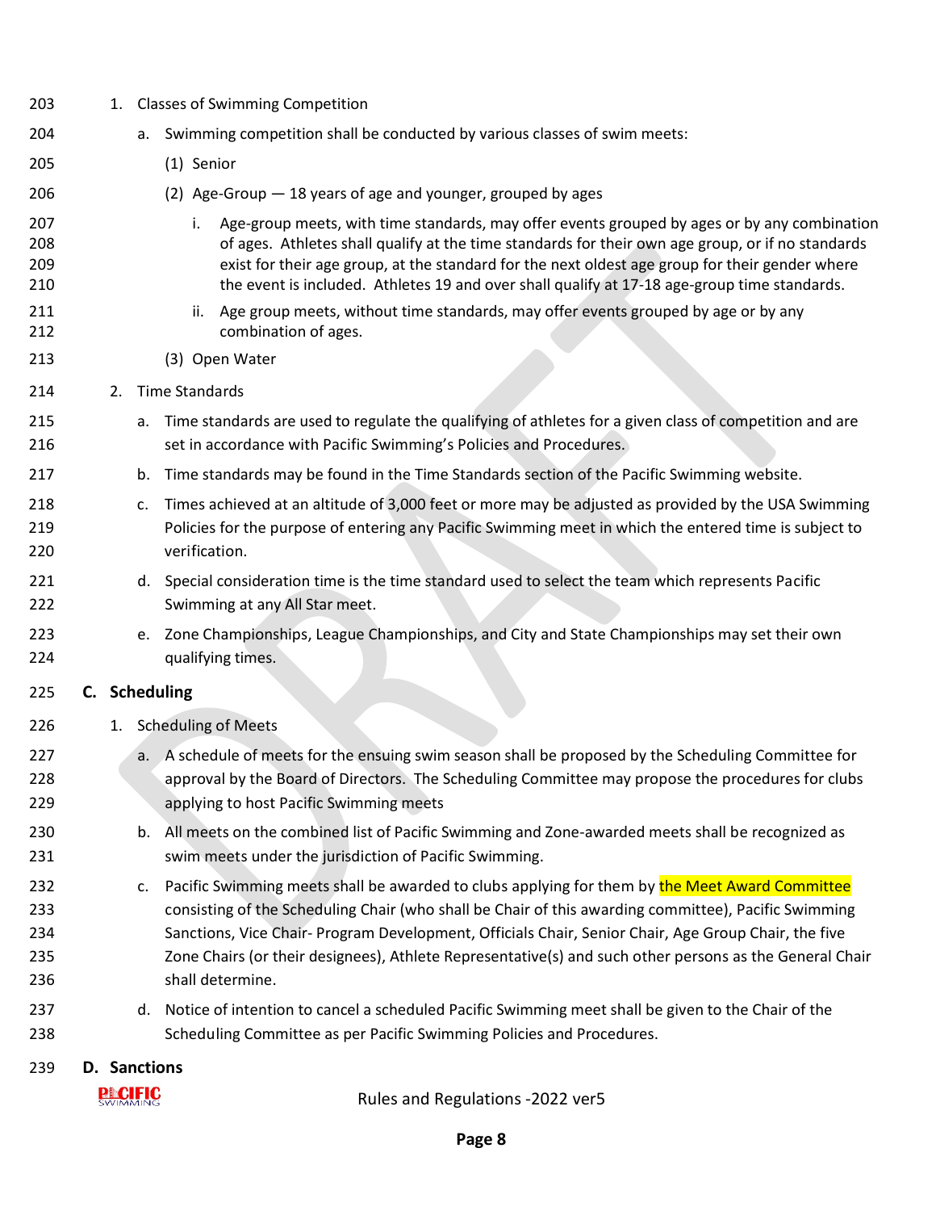1. Classes of Swimming Competition

   a. Swimming competition shall be conducted by various classes of swim meets:

      (1) Senior

      (2) Age-Group — 18 years of age and younger, grouped by ages

         i. Age-group meets, with time standards, may offer events grouped by ages or by any combination of ages. Athletes shall qualify at the time standards for their own age group, or if no standards exist for their age group, at the standard for the next oldest age group for their gender where the event is included. Athletes 19 and over shall qualify at 17-18 age-group time standards.

         ii. Age group meets, without time standards, may offer events grouped by age or by any combination of ages.

      (3) Open Water

2. Time Standards

   a. Time standards are used to regulate the qualifying of athletes for a given class of competition and are set in accordance with Pacific Swimming's Policies and Procedures.

   b. Time standards may be found in the Time Standards section of the Pacific Swimming website.

   c. Times achieved at an altitude of 3,000 feet or more may be adjusted as provided by the USA Swimming Policies for the purpose of entering any Pacific Swimming meet in which the entered time is subject to verification.

   d. Special consideration time is the time standard used to select the team which represents Pacific Swimming at any All Star meet.

   e. Zone Championships, League Championships, and City and State Championships may set their own qualifying times.

## C. Scheduling

1. Scheduling of Meets

   a. A schedule of meets for the ensuing swim season shall be proposed by the Scheduling Committee for approval by the Board of Directors. The Scheduling Committee may propose the procedures for clubs applying to host Pacific Swimming meets

   b. All meets on the combined list of Pacific Swimming and Zone-awarded meets shall be recognized as swim meets under the jurisdiction of Pacific Swimming.

   c. Pacific Swimming meets shall be awarded to clubs applying for them by the Meet Award Committee consisting of the Scheduling Chair (who shall be Chair of this awarding committee), Pacific Swimming Sanctions, Vice Chair- Program Development, Officials Chair, Senior Chair, Age Group Chair, the five Zone Chairs (or their designees), Athlete Representative(s) and such other persons as the General Chair shall determine.

   d. Notice of intention to cancel a scheduled Pacific Swimming meet shall be given to the Chair of the Scheduling Committee as per Pacific Swimming Policies and Procedures.

## D. Sanctions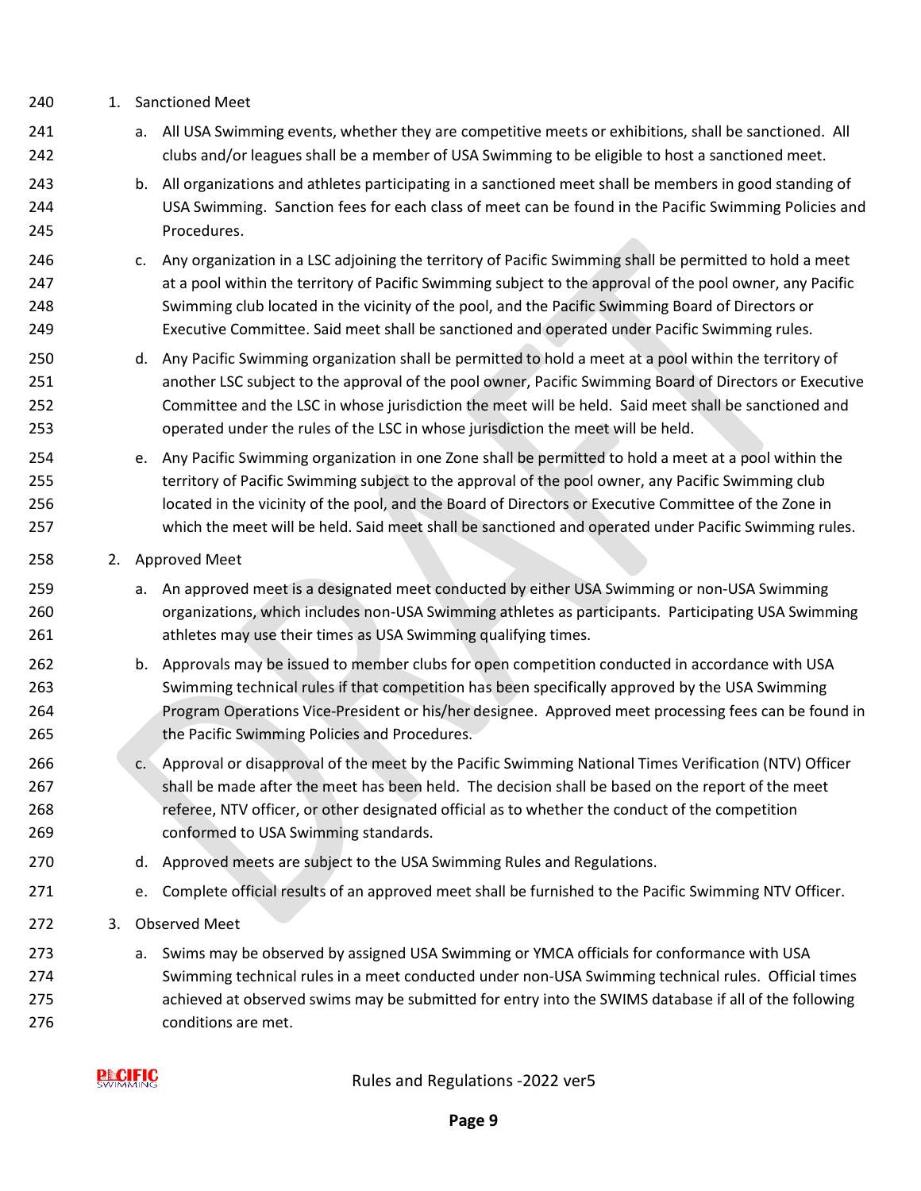1. Sanctioned Meet
   a. All USA Swimming events, whether they are competitive meets or exhibitions, shall be sanctioned. All clubs and/or leagues shall be a member of USA Swimming to be eligible to host a sanctioned meet.
   b. All organizations and athletes participating in a sanctioned meet shall be members in good standing of USA Swimming. Sanction fees for each class of meet can be found in the Pacific Swimming Policies and Procedures.
   c. Any organization in a LSC adjoining the territory of Pacific Swimming shall be permitted to hold a meet at a pool within the territory of Pacific Swimming subject to the approval of the pool owner, any Pacific Swimming club located in the vicinity of the pool, and the Pacific Swimming Board of Directors or Executive Committee. Said meet shall be sanctioned and operated under Pacific Swimming rules.
   d. Any Pacific Swimming organization shall be permitted to hold a meet at a pool within the territory of another LSC subject to the approval of the pool owner, Pacific Swimming Board of Directors or Executive Committee and the LSC in whose jurisdiction the meet will be held. Said meet shall be sanctioned and operated under the rules of the LSC in whose jurisdiction the meet will be held.
   e. Any Pacific Swimming organization in one Zone shall be permitted to hold a meet at a pool within the territory of Pacific Swimming subject to the approval of the pool owner, any Pacific Swimming club located in the vicinity of the pool, and the Board of Directors or Executive Committee of the Zone in which the meet will be held. Said meet shall be sanctioned and operated under Pacific Swimming rules.
2. Approved Meet
   a. An approved meet is a designated meet conducted by either USA Swimming or non-USA Swimming organizations, which includes non-USA Swimming athletes as participants. Participating USA Swimming athletes may use their times as USA Swimming qualifying times.
   b. Approvals may be issued to member clubs for open competition conducted in accordance with USA Swimming technical rules if that competition has been specifically approved by the USA Swimming Program Operations Vice-President or his/her designee. Approved meet processing fees can be found in the Pacific Swimming Policies and Procedures.
   c. Approval or disapproval of the meet by the Pacific Swimming National Times Verification (NTV) Officer shall be made after the meet has been held. The decision shall be based on the report of the meet referee, NTV officer, or other designated official as to whether the conduct of the competition conformed to USA Swimming standards.
   d. Approved meets are subject to the USA Swimming Rules and Regulations.
   e. Complete official results of an approved meet shall be furnished to the Pacific Swimming NTV Officer.
3. Observed Meet
   a. Swims may be observed by assigned USA Swimming or YMCA officials for conformance with USA Swimming technical rules in a meet conducted under non-USA Swimming technical rules. Official times achieved at observed swims may be submitted for entry into the SWIMS database if all of the following conditions are met.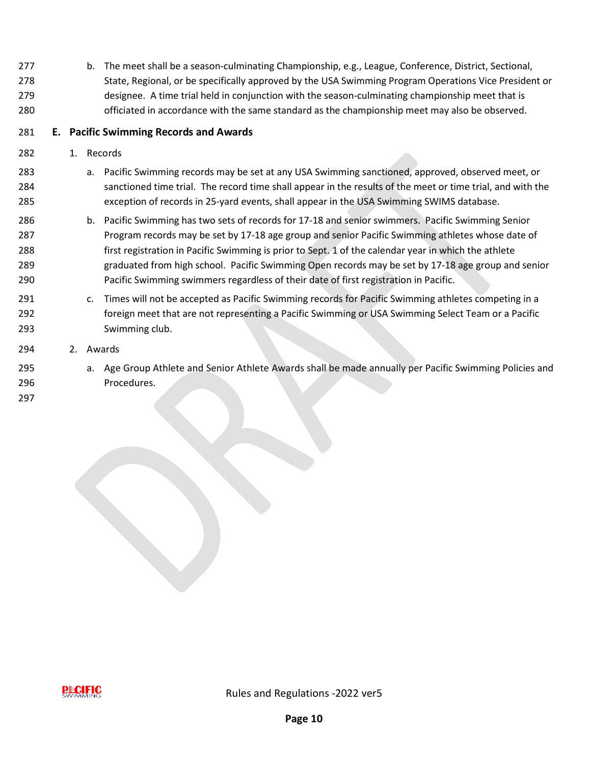b. The meet shall be a season-culminating Championship, e.g., League, Conference, District, Sectional, State, Regional, or be specifically approved by the USA Swimming Program Operations Vice President or designee. A time trial held in conjunction with the season-culminating championship meet that is officiated in accordance with the same standard as the championship meet may also be observed.

## E. Pacific Swimming Records and Awards

1. Records

   a. Pacific Swimming records may be set at any USA Swimming sanctioned, approved, observed meet, or sanctioned time trial. The record time shall appear in the results of the meet or time trial, and with the exception of records in 25-yard events, shall appear in the USA Swimming SWIMS database.

   b. Pacific Swimming has two sets of records for 17-18 and senior swimmers. Pacific Swimming Senior Program records may be set by 17-18 age group and senior Pacific Swimming athletes whose date of first registration in Pacific Swimming is prior to Sept. 1 of the calendar year in which the athlete graduated from high school. Pacific Swimming Open records may be set by 17-18 age group and senior Pacific Swimming swimmers regardless of their date of first registration in Pacific.

   c. Times will not be accepted as Pacific Swimming records for Pacific Swimming athletes competing in a foreign meet that are not representing a Pacific Swimming or USA Swimming Select Team or a Pacific Swimming club.

2. Awards

   a. Age Group Athlete and Senior Athlete Awards shall be made annually per Pacific Swimming Policies and Procedures.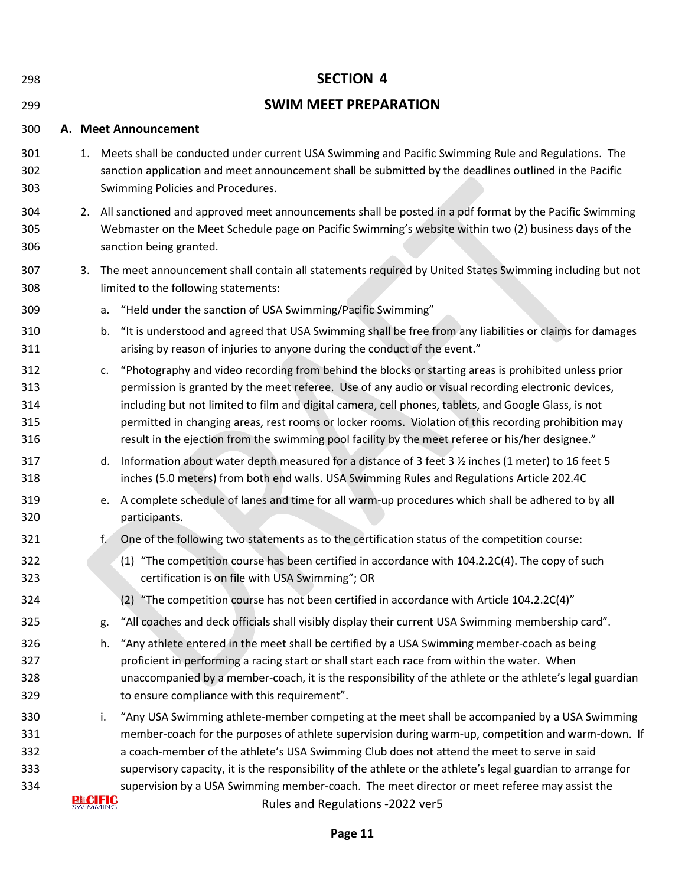# SECTION 4

# SWIM MEET PREPARATION

## A. Meet Announcement

1. Meets shall be conducted under current USA Swimming and Pacific Swimming Rule and Regulations. The sanction application and meet announcement shall be submitted by the deadlines outlined in the Pacific Swimming Policies and Procedures.

2. All sanctioned and approved meet announcements shall be posted in a pdf format by the Pacific Swimming Webmaster on the Meet Schedule page on Pacific Swimming's website within two (2) business days of the sanction being granted.

3. The meet announcement shall contain all statements required by United States Swimming including but not limited to the following statements:

   a. "Held under the sanction of USA Swimming/Pacific Swimming"

   b. "It is understood and agreed that USA Swimming shall be free from any liabilities or claims for damages arising by reason of injuries to anyone during the conduct of the event."

   c. "Photography and video recording from behind the blocks or starting areas is prohibited unless prior permission is granted by the meet referee. Use of any audio or visual recording electronic devices, including but not limited to film and digital camera, cell phones, tablets, and Google Glass, is not permitted in changing areas, rest rooms or locker rooms. Violation of this recording prohibition may result in the ejection from the swimming pool facility by the meet referee or his/her designee."

   d. Information about water depth measured for a distance of 3 feet 3 ½ inches (1 meter) to 16 feet 5 inches (5.0 meters) from both end walls. USA Swimming Rules and Regulations Article 202.4C

   e. A complete schedule of lanes and time for all warm-up procedures which shall be adhered to by all participants.

   f. One of the following two statements as to the certification status of the competition course:

      (1) "The competition course has been certified in accordance with 104.2.2C(4). The copy of such certification is on file with USA Swimming"; OR

      (2) "The competition course has not been certified in accordance with Article 104.2.2C(4)"

   g. "All coaches and deck officials shall visibly display their current USA Swimming membership card".

   h. "Any athlete entered in the meet shall be certified by a USA Swimming member-coach as being proficient in performing a racing start or shall start each race from within the water. When unaccompanied by a member-coach, it is the responsibility of the athlete or the athlete's legal guardian to ensure compliance with this requirement".

   i. "Any USA Swimming athlete-member competing at the meet shall be accompanied by a USA Swimming member-coach for the purposes of athlete supervision during warm-up, competition and warm-down. If a coach-member of the athlete's USA Swimming Club does not attend the meet to serve in said supervisory capacity, it is the responsibility of the athlete or the athlete's legal guardian to arrange for supervision by a USA Swimming member-coach. The meet director or meet referee may assist the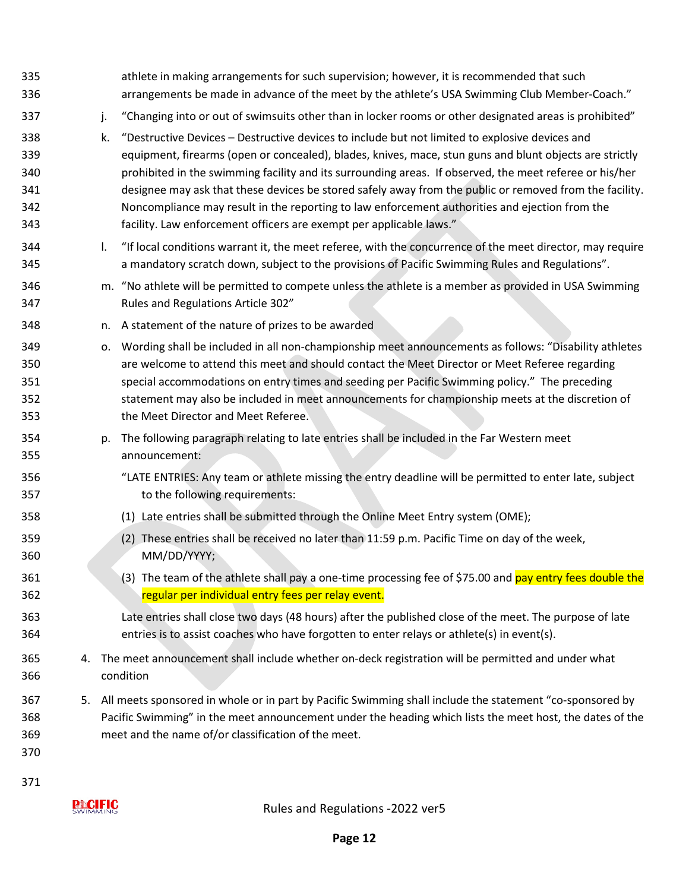athlete in making arrangements for such supervision; however, it is recommended that such arrangements be made in advance of the meet by the athlete's USA Swimming Club Member-Coach."

j. "Changing into or out of swimsuits other than in locker rooms or other designated areas is prohibited"

k. "Destructive Devices – Destructive devices to include but not limited to explosive devices and equipment, firearms (open or concealed), blades, knives, mace, stun guns and blunt objects are strictly prohibited in the swimming facility and its surrounding areas. If observed, the meet referee or his/her designee may ask that these devices be stored safely away from the public or removed from the facility. Noncompliance may result in the reporting to law enforcement authorities and ejection from the facility. Law enforcement officers are exempt per applicable laws."

l. "If local conditions warrant it, the meet referee, with the concurrence of the meet director, may require a mandatory scratch down, subject to the provisions of Pacific Swimming Rules and Regulations".

m. "No athlete will be permitted to compete unless the athlete is a member as provided in USA Swimming Rules and Regulations Article 302"

n. A statement of the nature of prizes to be awarded

o. Wording shall be included in all non-championship meet announcements as follows: "Disability athletes are welcome to attend this meet and should contact the Meet Director or Meet Referee regarding special accommodations on entry times and seeding per Pacific Swimming policy." The preceding statement may also be included in meet announcements for championship meets at the discretion of the Meet Director and Meet Referee.

p. The following paragraph relating to late entries shall be included in the Far Western meet announcement:

"LATE ENTRIES: Any team or athlete missing the entry deadline will be permitted to enter late, subject to the following requirements:

(1) Late entries shall be submitted through the Online Meet Entry system (OME);

(2) These entries shall be received no later than 11:59 p.m. Pacific Time on day of the week, MM/DD/YYYY;

(3) The team of the athlete shall pay a one-time processing fee of $75.00 and pay entry fees double the regular per individual entry fees per relay event.

Late entries shall close two days (48 hours) after the published close of the meet. The purpose of late entries is to assist coaches who have forgotten to enter relays or athlete(s) in event(s).

4. The meet announcement shall include whether on-deck registration will be permitted and under what condition

5. All meets sponsored in whole or in part by Pacific Swimming shall include the statement "co-sponsored by Pacific Swimming" in the meet announcement under the heading which lists the meet host, the dates of the meet and the name of/or classification of the meet.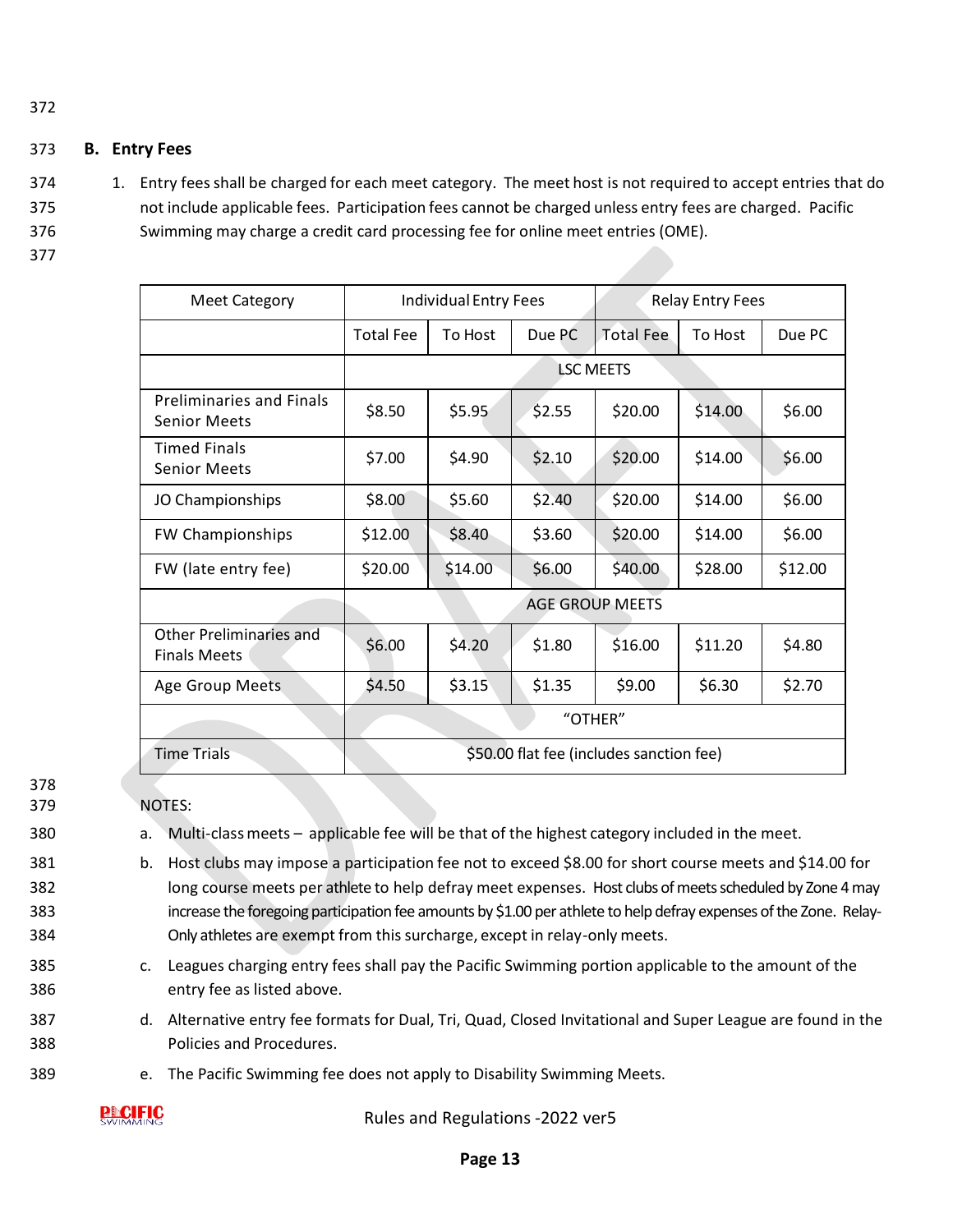### B. Entry Fees

1. Entry fees shall be charged for each meet category. The meet host is not required to accept entries that do not include applicable fees. Participation fees cannot be charged unless entry fees are charged. Pacific Swimming may charge a credit card processing fee for online meet entries (OME).

| Meet Category | Individual Entry Fees | | | Relay Entry Fees | | |
|---|---|---|---|---|---|---|
| | Total Fee | To Host | Due PC | Total Fee | To Host | Due PC |
| | LSC MEETS | | | | | |
| Preliminaries and Finals Senior Meets | $8.50 | $5.95 | $2.55 | $20.00 | $14.00 | $6.00 |
| Timed Finals Senior Meets | $7.00 | $4.90 | $2.10 | $20.00 | $14.00 | $6.00 |
| JO Championships | $8.00 | $5.60 | $2.40 | $20.00 | $14.00 | $6.00 |
| FW Championships | $12.00 | $8.40 | $3.60 | $20.00 | $14.00 | $6.00 |
| FW (late entry fee) | $20.00 | $14.00 | $6.00 | $40.00 | $28.00 | $12.00 |
| | AGE GROUP MEETS | | | | | |
| Other Preliminaries and Finals Meets | $6.00 | $4.20 | $1.80 | $16.00 | $11.20 | $4.80 |
| Age Group Meets | $4.50 | $3.15 | $1.35 | $9.00 | $6.30 | $2.70 |
| | "OTHER" | | | | | |
| Time Trials | $50.00 flat fee (includes sanction fee) | | | | | |

NOTES:

a. Multi-class meets – applicable fee will be that of the highest category included in the meet.

b. Host clubs may impose a participation fee not to exceed $8.00 for short course meets and $14.00 for long course meets per athlete to help defray meet expenses. Host clubs of meets scheduled by Zone 4 may increase the foregoing participation fee amounts by $1.00 per athlete to help defray expenses of the Zone. Relay-Only athletes are exempt from this surcharge, except in relay-only meets.

c. Leagues charging entry fees shall pay the Pacific Swimming portion applicable to the amount of the entry fee as listed above.

d. Alternative entry fee formats for Dual, Tri, Quad, Closed Invitational and Super League are found in the Policies and Procedures.

e. The Pacific Swimming fee does not apply to Disability Swimming Meets.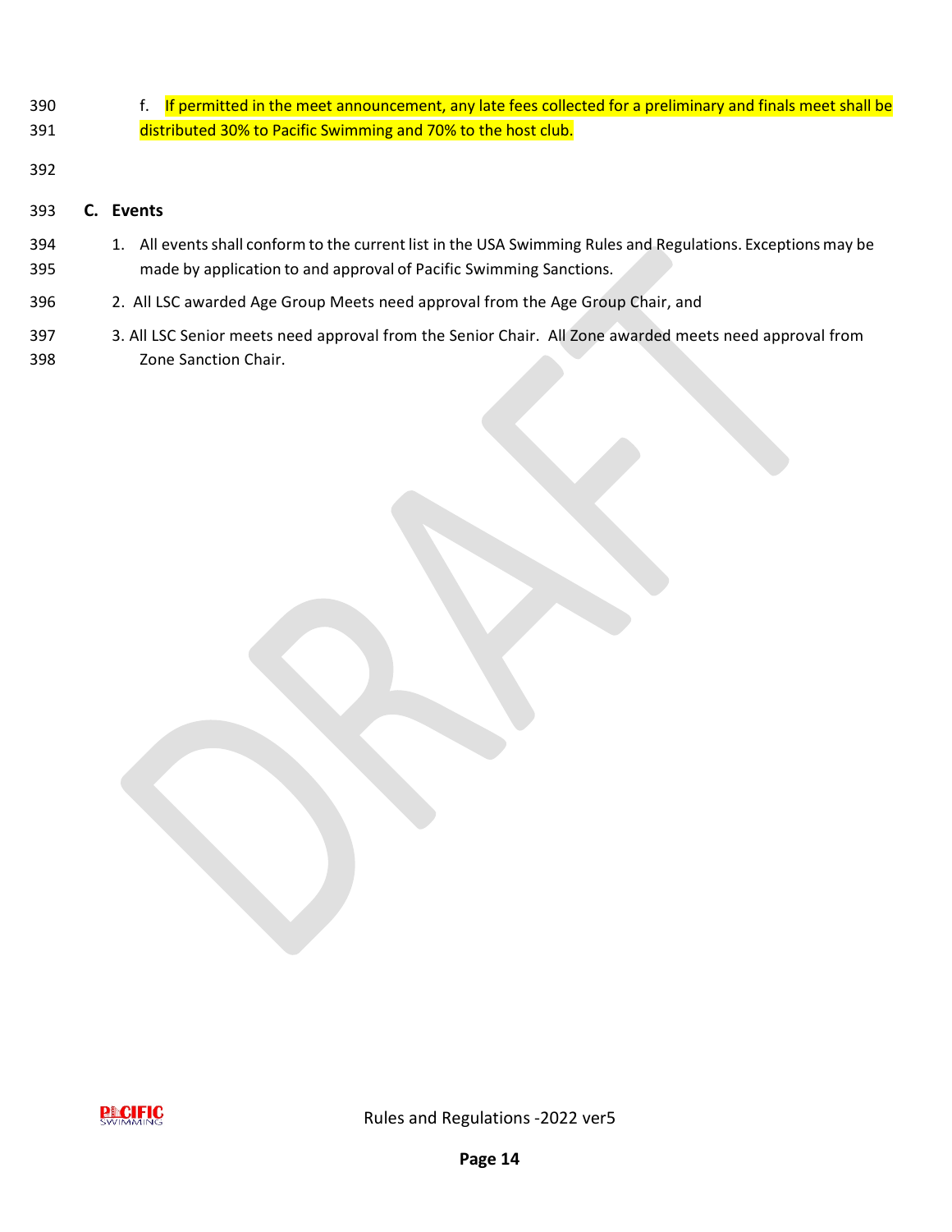f. If permitted in the meet announcement, any late fees collected for a preliminary and finals meet shall be distributed 30% to Pacific Swimming and 70% to the host club.

**C. Events**

1. All events shall conform to the current list in the USA Swimming Rules and Regulations. Exceptions may be made by application to and approval of Pacific Swimming Sanctions.
2. All LSC awarded Age Group Meets need approval from the Age Group Chair, and
3. All LSC Senior meets need approval from the Senior Chair. All Zone awarded meets need approval from Zone Sanction Chair.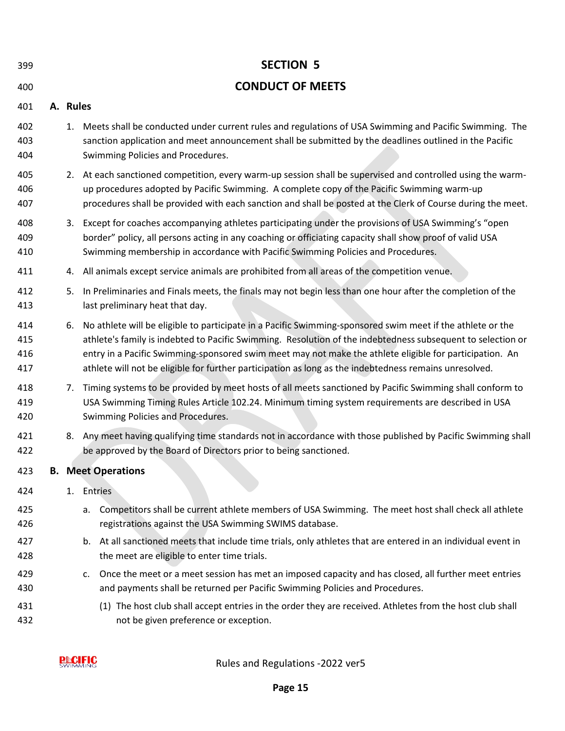# SECTION 5

# CONDUCT OF MEETS

## A. Rules

1. Meets shall be conducted under current rules and regulations of USA Swimming and Pacific Swimming. The sanction application and meet announcement shall be submitted by the deadlines outlined in the Pacific Swimming Policies and Procedures.
2. At each sanctioned competition, every warm-up session shall be supervised and controlled using the warm-up procedures adopted by Pacific Swimming. A complete copy of the Pacific Swimming warm-up procedures shall be provided with each sanction and shall be posted at the Clerk of Course during the meet.
3. Except for coaches accompanying athletes participating under the provisions of USA Swimming's "open border" policy, all persons acting in any coaching or officiating capacity shall show proof of valid USA Swimming membership in accordance with Pacific Swimming Policies and Procedures.
4. All animals except service animals are prohibited from all areas of the competition venue.
5. In Preliminaries and Finals meets, the finals may not begin less than one hour after the completion of the last preliminary heat that day.
6. No athlete will be eligible to participate in a Pacific Swimming-sponsored swim meet if the athlete or the athlete's family is indebted to Pacific Swimming. Resolution of the indebtedness subsequent to selection or entry in a Pacific Swimming-sponsored swim meet may not make the athlete eligible for participation. An athlete will not be eligible for further participation as long as the indebtedness remains unresolved.
7. Timing systems to be provided by meet hosts of all meets sanctioned by Pacific Swimming shall conform to USA Swimming Timing Rules Article 102.24. Minimum timing system requirements are described in USA Swimming Policies and Procedures.
8. Any meet having qualifying time standards not in accordance with those published by Pacific Swimming shall be approved by the Board of Directors prior to being sanctioned.

## B. Meet Operations

1. Entries
   a. Competitors shall be current athlete members of USA Swimming. The meet host shall check all athlete registrations against the USA Swimming SWIMS database.
   b. At all sanctioned meets that include time trials, only athletes that are entered in an individual event in the meet are eligible to enter time trials.
   c. Once the meet or a meet session has met an imposed capacity and has closed, all further meet entries and payments shall be returned per Pacific Swimming Policies and Procedures.
      (1) The host club shall accept entries in the order they are received. Athletes from the host club shall not be given preference or exception.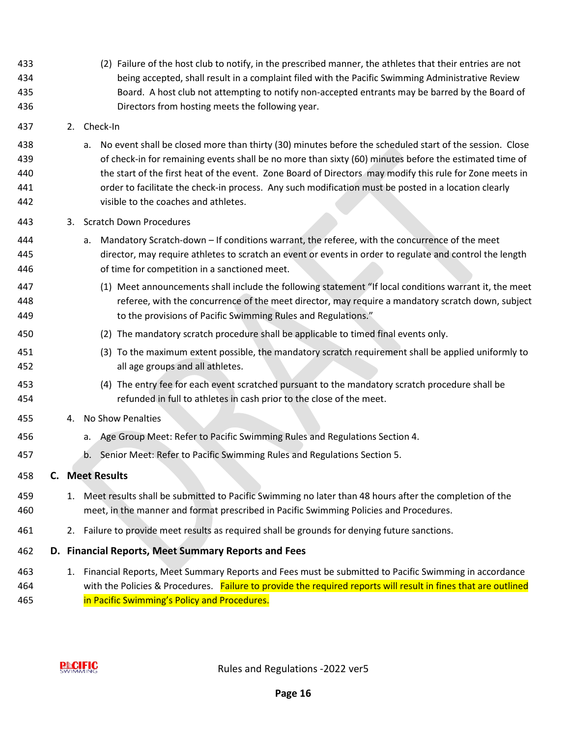(2) Failure of the host club to notify, in the prescribed manner, the athletes that their entries are not being accepted, shall result in a complaint filed with the Pacific Swimming Administrative Review Board. A host club not attempting to notify non-accepted entrants may be barred by the Board of Directors from hosting meets the following year.

2. Check-In

   a. No event shall be closed more than thirty (30) minutes before the scheduled start of the session. Close of check-in for remaining events shall be no more than sixty (60) minutes before the estimated time of the start of the first heat of the event. Zone Board of Directors may modify this rule for Zone meets in order to facilitate the check-in process. Any such modification must be posted in a location clearly visible to the coaches and athletes.

3. Scratch Down Procedures

   a. Mandatory Scratch-down – If conditions warrant, the referee, with the concurrence of the meet director, may require athletes to scratch an event or events in order to regulate and control the length of time for competition in a sanctioned meet.

      (1) Meet announcements shall include the following statement "If local conditions warrant it, the meet referee, with the concurrence of the meet director, may require a mandatory scratch down, subject to the provisions of Pacific Swimming Rules and Regulations."

      (2) The mandatory scratch procedure shall be applicable to timed final events only.

      (3) To the maximum extent possible, the mandatory scratch requirement shall be applied uniformly to all age groups and all athletes.

      (4) The entry fee for each event scratched pursuant to the mandatory scratch procedure shall be refunded in full to athletes in cash prior to the close of the meet.

4. No Show Penalties

   a. Age Group Meet: Refer to Pacific Swimming Rules and Regulations Section 4.

   b. Senior Meet: Refer to Pacific Swimming Rules and Regulations Section 5.

### C. Meet Results

1. Meet results shall be submitted to Pacific Swimming no later than 48 hours after the completion of the meet, in the manner and format prescribed in Pacific Swimming Policies and Procedures.

2. Failure to provide meet results as required shall be grounds for denying future sanctions.

### D. Financial Reports, Meet Summary Reports and Fees

1. Financial Reports, Meet Summary Reports and Fees must be submitted to Pacific Swimming in accordance with the Policies & Procedures. Failure to provide the required reports will result in fines that are outlined in Pacific Swimming's Policy and Procedures.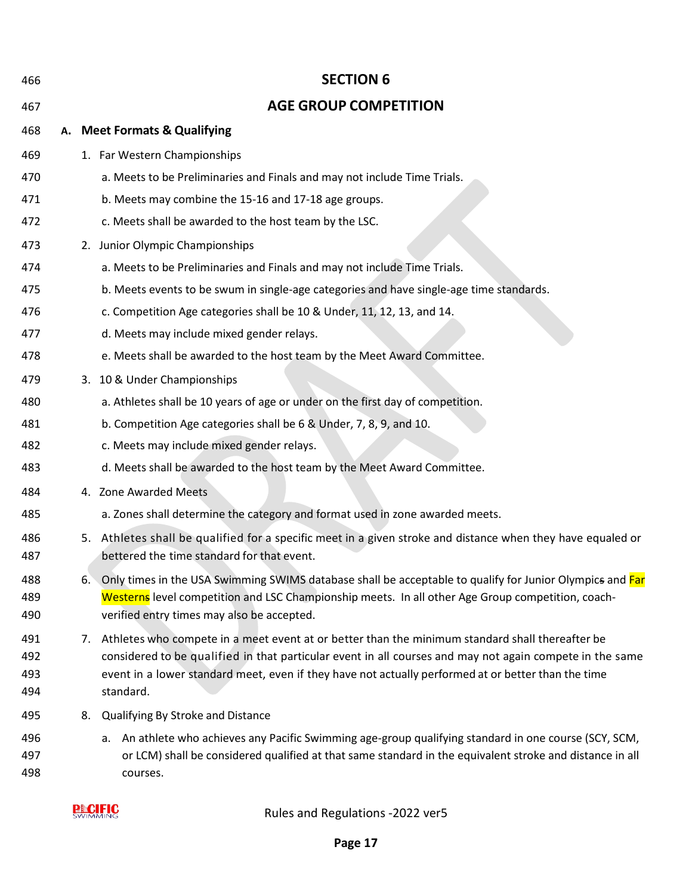# SECTION 6

# AGE GROUP COMPETITION

## A. Meet Formats & Qualifying

1. Far Western Championships
   a. Meets to be Preliminaries and Finals and may not include Time Trials.
   b. Meets may combine the 15-16 and 17-18 age groups.
   c. Meets shall be awarded to the host team by the LSC.
2. Junior Olympic Championships
   a. Meets to be Preliminaries and Finals and may not include Time Trials.
   b. Meets events to be swum in single-age categories and have single-age time standards.
   c. Competition Age categories shall be 10 & Under, 11, 12, 13, and 14.
   d. Meets may include mixed gender relays.
   e. Meets shall be awarded to the host team by the Meet Award Committee.
3. 10 & Under Championships
   a. Athletes shall be 10 years of age or under on the first day of competition.
   b. Competition Age categories shall be 6 & Under, 7, 8, 9, and 10.
   c. Meets may include mixed gender relays.
   d. Meets shall be awarded to the host team by the Meet Award Committee.
4. Zone Awarded Meets
   a. Zones shall determine the category and format used in zone awarded meets.
5. Athletes shall be qualified for a specific meet in a given stroke and distance when they have equaled or bettered the time standard for that event.
6. Only times in the USA Swimming SWIMS database shall be acceptable to qualify for Junior Olympics and Far Westerns level competition and LSC Championship meets. In all other Age Group competition, coach-verified entry times may also be accepted.
7. Athletes who compete in a meet event at or better than the minimum standard shall thereafter be considered to be qualified in that particular event in all courses and may not again compete in the same event in a lower standard meet, even if they have not actually performed at or better than the time standard.
8. Qualifying By Stroke and Distance
   a. An athlete who achieves any Pacific Swimming age-group qualifying standard in one course (SCY, SCM, or LCM) shall be considered qualified at that same standard in the equivalent stroke and distance in all courses.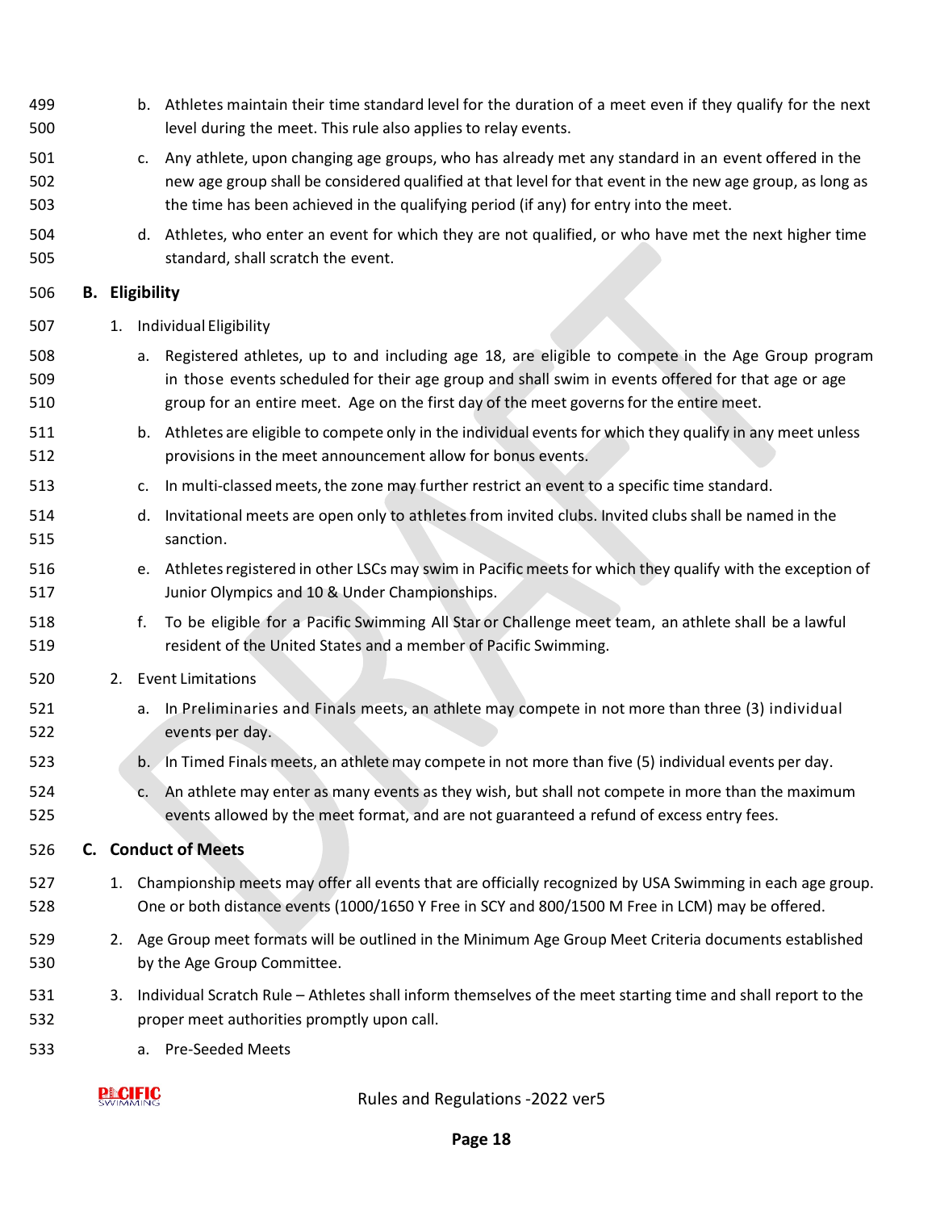b. Athletes maintain their time standard level for the duration of a meet even if they qualify for the next level during the meet. This rule also applies to relay events.

c. Any athlete, upon changing age groups, who has already met any standard in an event offered in the new age group shall be considered qualified at that level for that event in the new age group, as long as the time has been achieved in the qualifying period (if any) for entry into the meet.

d. Athletes, who enter an event for which they are not qualified, or who have met the next higher time standard, shall scratch the event.

## B. Eligibility

1. Individual Eligibility

   a. Registered athletes, up to and including age 18, are eligible to compete in the Age Group program in those events scheduled for their age group and shall swim in events offered for that age or age group for an entire meet. Age on the first day of the meet governs for the entire meet.

   b. Athletes are eligible to compete only in the individual events for which they qualify in any meet unless provisions in the meet announcement allow for bonus events.

   c. In multi-classed meets, the zone may further restrict an event to a specific time standard.

   d. Invitational meets are open only to athletes from invited clubs. Invited clubs shall be named in the sanction.

   e. Athletes registered in other LSCs may swim in Pacific meets for which they qualify with the exception of Junior Olympics and 10 & Under Championships.

   f. To be eligible for a Pacific Swimming All Star or Challenge meet team, an athlete shall be a lawful resident of the United States and a member of Pacific Swimming.

2. Event Limitations

   a. In Preliminaries and Finals meets, an athlete may compete in not more than three (3) individual events per day.

   b. In Timed Finals meets, an athlete may compete in not more than five (5) individual events per day.

   c. An athlete may enter as many events as they wish, but shall not compete in more than the maximum events allowed by the meet format, and are not guaranteed a refund of excess entry fees.

## C. Conduct of Meets

1. Championship meets may offer all events that are officially recognized by USA Swimming in each age group. One or both distance events (1000/1650 Y Free in SCY and 800/1500 M Free in LCM) may be offered.

2. Age Group meet formats will be outlined in the Minimum Age Group Meet Criteria documents established by the Age Group Committee.

3. Individual Scratch Rule – Athletes shall inform themselves of the meet starting time and shall report to the proper meet authorities promptly upon call.

   a. Pre-Seeded Meets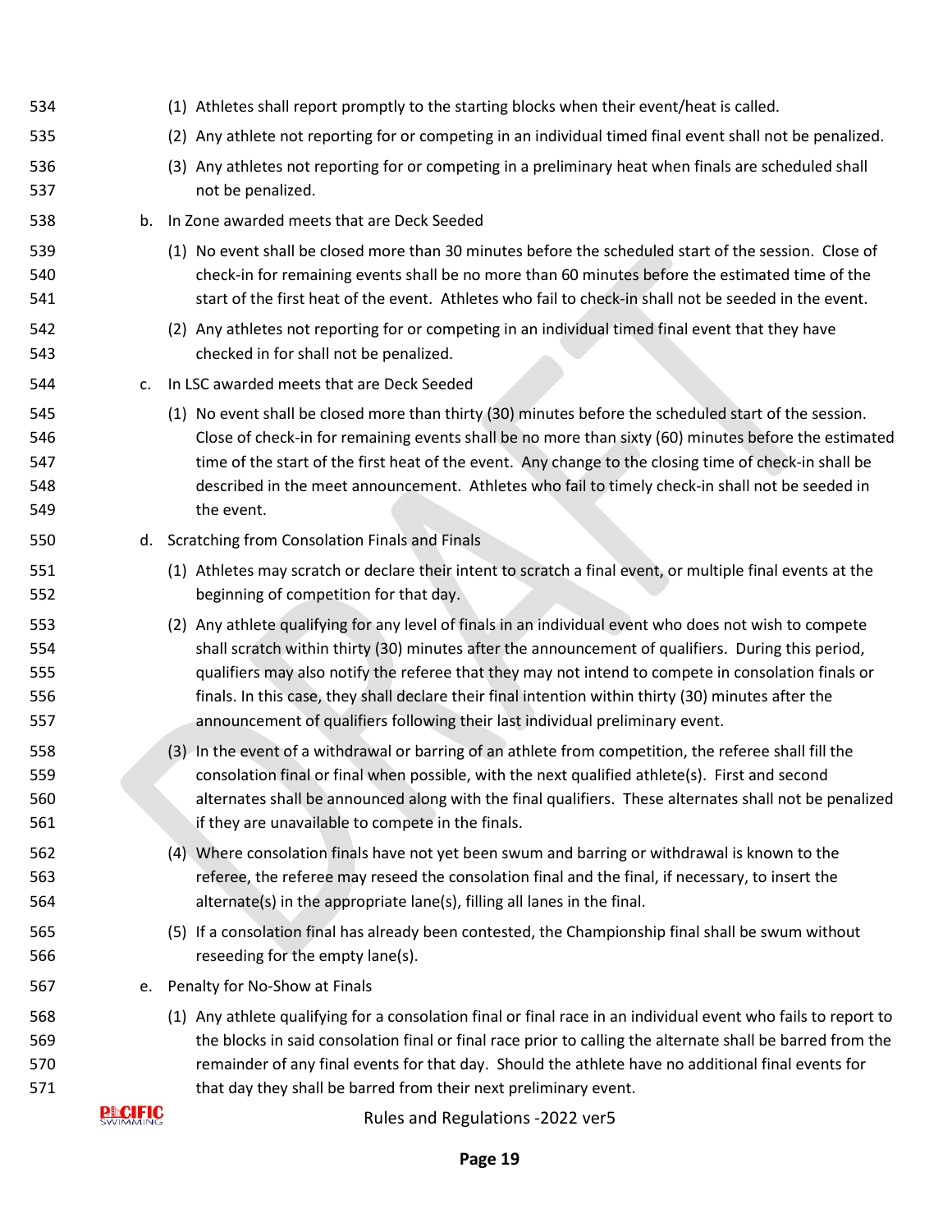(1) Athletes shall report promptly to the starting blocks when their event/heat is called.

(2) Any athlete not reporting for or competing in an individual timed final event shall not be penalized.

(3) Any athletes not reporting for or competing in a preliminary heat when finals are scheduled shall not be penalized.

b. In Zone awarded meets that are Deck Seeded

(1) No event shall be closed more than 30 minutes before the scheduled start of the session. Close of check-in for remaining events shall be no more than 60 minutes before the estimated time of the start of the first heat of the event. Athletes who fail to check-in shall not be seeded in the event.

(2) Any athletes not reporting for or competing in an individual timed final event that they have checked in for shall not be penalized.

c. In LSC awarded meets that are Deck Seeded

(1) No event shall be closed more than thirty (30) minutes before the scheduled start of the session. Close of check-in for remaining events shall be no more than sixty (60) minutes before the estimated time of the start of the first heat of the event. Any change to the closing time of check-in shall be described in the meet announcement. Athletes who fail to timely check-in shall not be seeded in the event.

d. Scratching from Consolation Finals and Finals

(1) Athletes may scratch or declare their intent to scratch a final event, or multiple final events at the beginning of competition for that day.

(2) Any athlete qualifying for any level of finals in an individual event who does not wish to compete shall scratch within thirty (30) minutes after the announcement of qualifiers. During this period, qualifiers may also notify the referee that they may not intend to compete in consolation finals or finals. In this case, they shall declare their final intention within thirty (30) minutes after the announcement of qualifiers following their last individual preliminary event.

(3) In the event of a withdrawal or barring of an athlete from competition, the referee shall fill the consolation final or final when possible, with the next qualified athlete(s). First and second alternates shall be announced along with the final qualifiers. These alternates shall not be penalized if they are unavailable to compete in the finals.

(4) Where consolation finals have not yet been swum and barring or withdrawal is known to the referee, the referee may reseed the consolation final and the final, if necessary, to insert the alternate(s) in the appropriate lane(s), filling all lanes in the final.

(5) If a consolation final has already been contested, the Championship final shall be swum without reseeding for the empty lane(s).

e. Penalty for No-Show at Finals

(1) Any athlete qualifying for a consolation final or final race in an individual event who fails to report to the blocks in said consolation final or final race prior to calling the alternate shall be barred from the remainder of any final events for that day. Should the athlete have no additional final events for that day they shall be barred from their next preliminary event.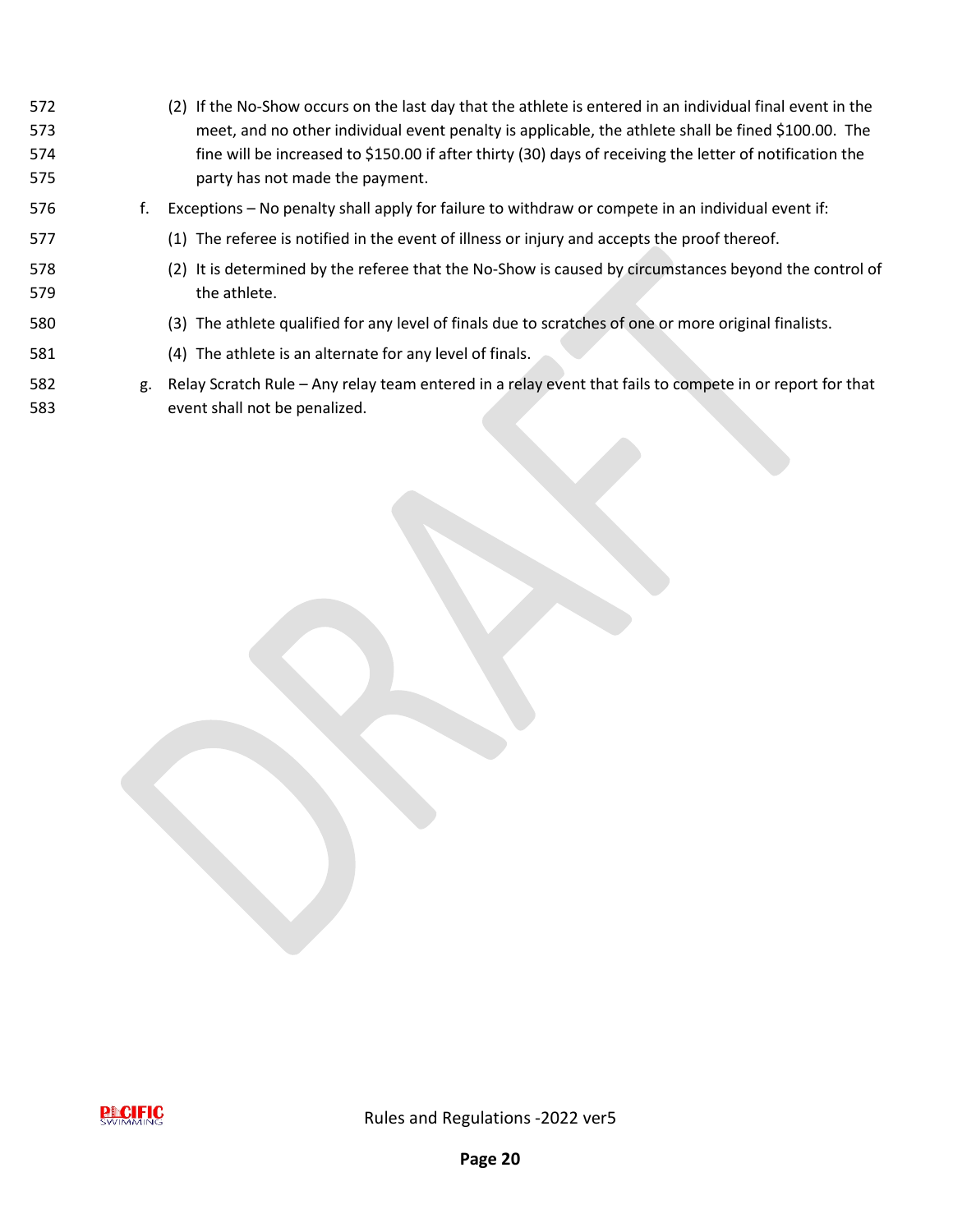(2) If the No-Show occurs on the last day that the athlete is entered in an individual final event in the meet, and no other individual event penalty is applicable, the athlete shall be fined $100.00. The fine will be increased to $150.00 if after thirty (30) days of receiving the letter of notification the party has not made the payment.

f. Exceptions – No penalty shall apply for failure to withdraw or compete in an individual event if:

(1) The referee is notified in the event of illness or injury and accepts the proof thereof.

(2) It is determined by the referee that the No-Show is caused by circumstances beyond the control of the athlete.

(3) The athlete qualified for any level of finals due to scratches of one or more original finalists.

(4) The athlete is an alternate for any level of finals.

g. Relay Scratch Rule – Any relay team entered in a relay event that fails to compete in or report for that event shall not be penalized.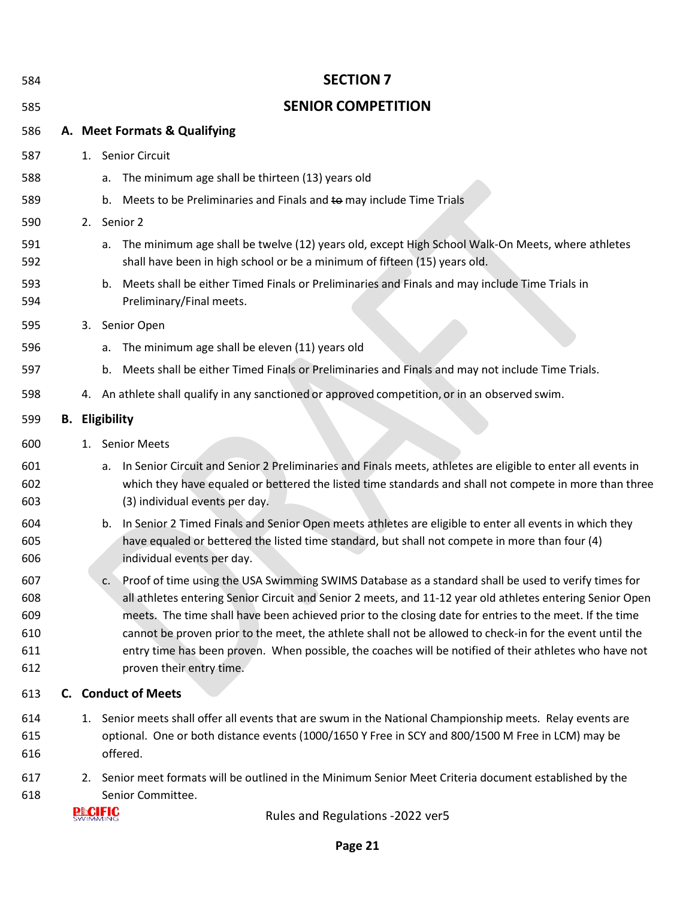# SECTION 7

# SENIOR COMPETITION

## A. Meet Formats & Qualifying

1. Senior Circuit
   a. The minimum age shall be thirteen (13) years old
   b. Meets to be Preliminaries and Finals and ~~to~~ may include Time Trials
2. Senior 2
   a. The minimum age shall be twelve (12) years old, except High School Walk-On Meets, where athletes shall have been in high school or be a minimum of fifteen (15) years old.
   b. Meets shall be either Timed Finals or Preliminaries and Finals and may include Time Trials in Preliminary/Final meets.
3. Senior Open
   a. The minimum age shall be eleven (11) years old
   b. Meets shall be either Timed Finals or Preliminaries and Finals and may not include Time Trials.
4. An athlete shall qualify in any sanctioned or approved competition, or in an observed swim.

## B. Eligibility

1. Senior Meets
   a. In Senior Circuit and Senior 2 Preliminaries and Finals meets, athletes are eligible to enter all events in which they have equaled or bettered the listed time standards and shall not compete in more than three (3) individual events per day.
   b. In Senior 2 Timed Finals and Senior Open meets athletes are eligible to enter all events in which they have equaled or bettered the listed time standard, but shall not compete in more than four (4) individual events per day.
   c. Proof of time using the USA Swimming SWIMS Database as a standard shall be used to verify times for all athletes entering Senior Circuit and Senior 2 meets, and 11-12 year old athletes entering Senior Open meets. The time shall have been achieved prior to the closing date for entries to the meet. If the time cannot be proven prior to the meet, the athlete shall not be allowed to check-in for the event until the entry time has been proven. When possible, the coaches will be notified of their athletes who have not proven their entry time.

## C. Conduct of Meets

1. Senior meets shall offer all events that are swum in the National Championship meets. Relay events are optional. One or both distance events (1000/1650 Y Free in SCY and 800/1500 M Free in LCM) may be offered.
2. Senior meet formats will be outlined in the Minimum Senior Meet Criteria document established by the Senior Committee.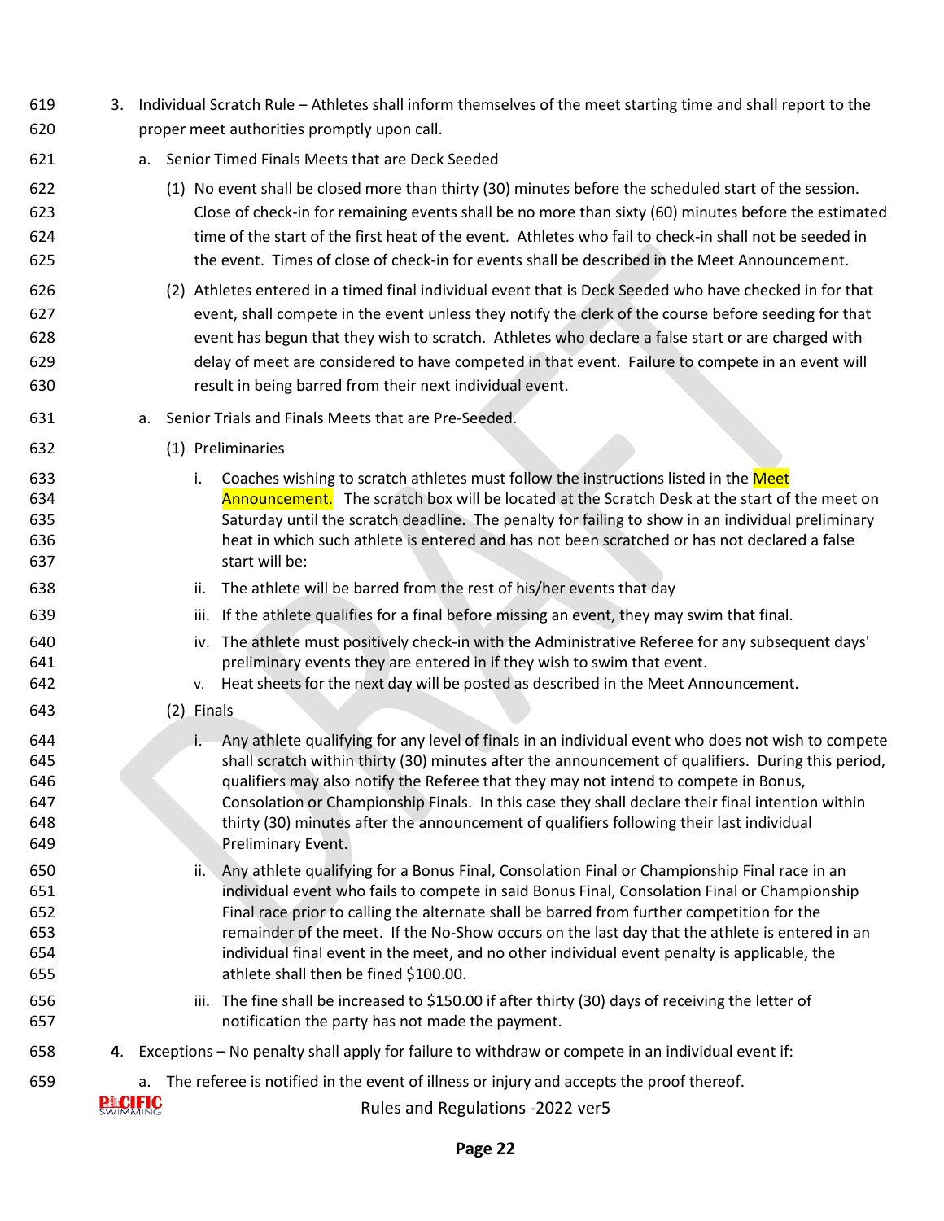3. Individual Scratch Rule – Athletes shall inform themselves of the meet starting time and shall report to the proper meet authorities promptly upon call.

   a. Senior Timed Finals Meets that are Deck Seeded

      (1) No event shall be closed more than thirty (30) minutes before the scheduled start of the session. Close of check-in for remaining events shall be no more than sixty (60) minutes before the estimated time of the start of the first heat of the event. Athletes who fail to check-in shall not be seeded in the event. Times of close of check-in for events shall be described in the Meet Announcement.

      (2) Athletes entered in a timed final individual event that is Deck Seeded who have checked in for that event, shall compete in the event unless they notify the clerk of the course before seeding for that event has begun that they wish to scratch. Athletes who declare a false start or are charged with delay of meet are considered to have competed in that event. Failure to compete in an event will result in being barred from their next individual event.

   a. Senior Trials and Finals Meets that are Pre-Seeded.

      (1) Preliminaries

         i. Coaches wishing to scratch athletes must follow the instructions listed in the Meet Announcement. The scratch box will be located at the Scratch Desk at the start of the meet on Saturday until the scratch deadline. The penalty for failing to show in an individual preliminary heat in which such athlete is entered and has not been scratched or has not declared a false start will be:

         ii. The athlete will be barred from the rest of his/her events that day

         iii. If the athlete qualifies for a final before missing an event, they may swim that final.

         iv. The athlete must positively check-in with the Administrative Referee for any subsequent days' preliminary events they are entered in if they wish to swim that event.

         v. Heat sheets for the next day will be posted as described in the Meet Announcement.

      (2) Finals

         i. Any athlete qualifying for any level of finals in an individual event who does not wish to compete shall scratch within thirty (30) minutes after the announcement of qualifiers. During this period, qualifiers may also notify the Referee that they may not intend to compete in Bonus, Consolation or Championship Finals. In this case they shall declare their final intention within thirty (30) minutes after the announcement of qualifiers following their last individual Preliminary Event.

         ii. Any athlete qualifying for a Bonus Final, Consolation Final or Championship Final race in an individual event who fails to compete in said Bonus Final, Consolation Final or Championship Final race prior to calling the alternate shall be barred from further competition for the remainder of the meet. If the No-Show occurs on the last day that the athlete is entered in an individual final event in the meet, and no other individual event penalty is applicable, the athlete shall then be fined $100.00.

         iii. The fine shall be increased to $150.00 if after thirty (30) days of receiving the letter of notification the party has not made the payment.

**4**. Exceptions – No penalty shall apply for failure to withdraw or compete in an individual event if:

   a. The referee is notified in the event of illness or injury and accepts the proof thereof.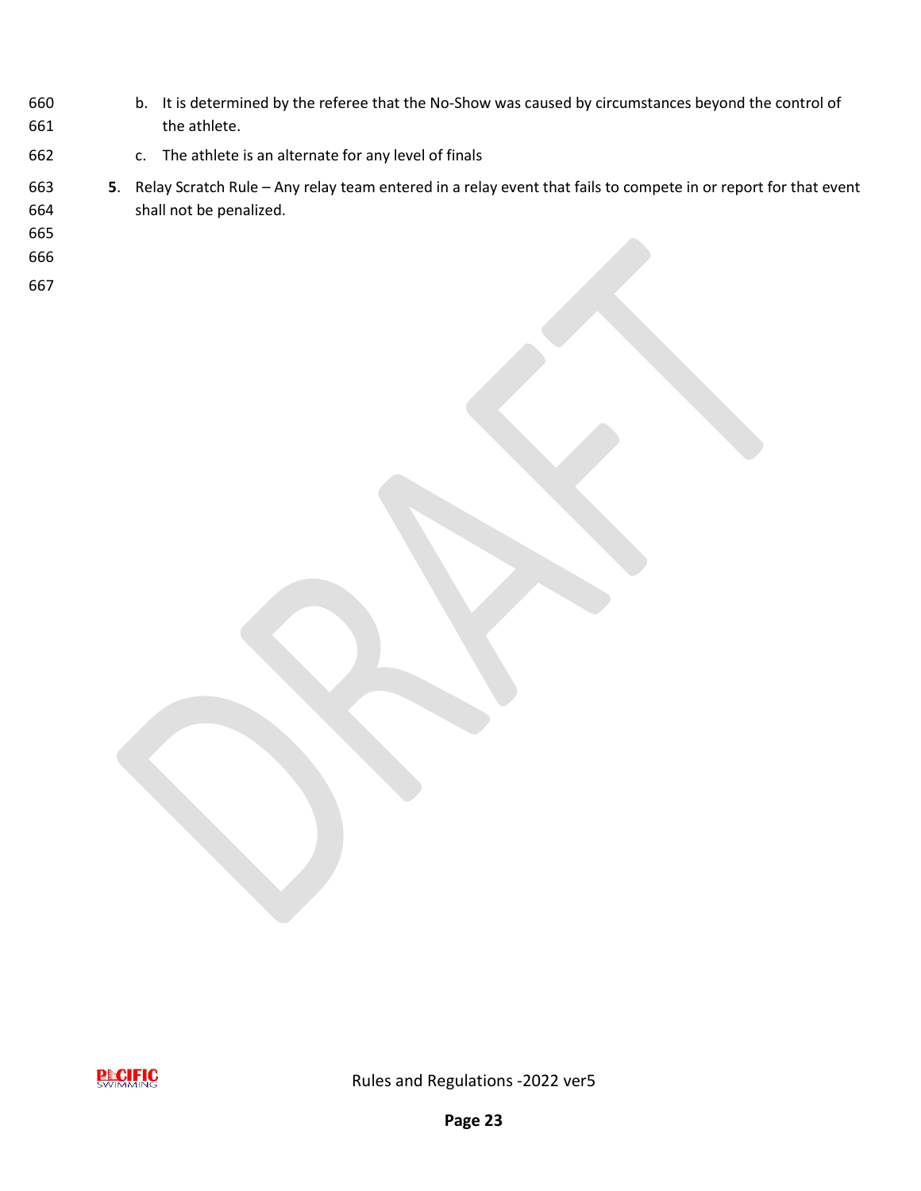b. It is determined by the referee that the No-Show was caused by circumstances beyond the control of the athlete.
   c. The athlete is an alternate for any level of finals

**5**. Relay Scratch Rule – Any relay team entered in a relay event that fails to compete in or report for that event shall not be penalized.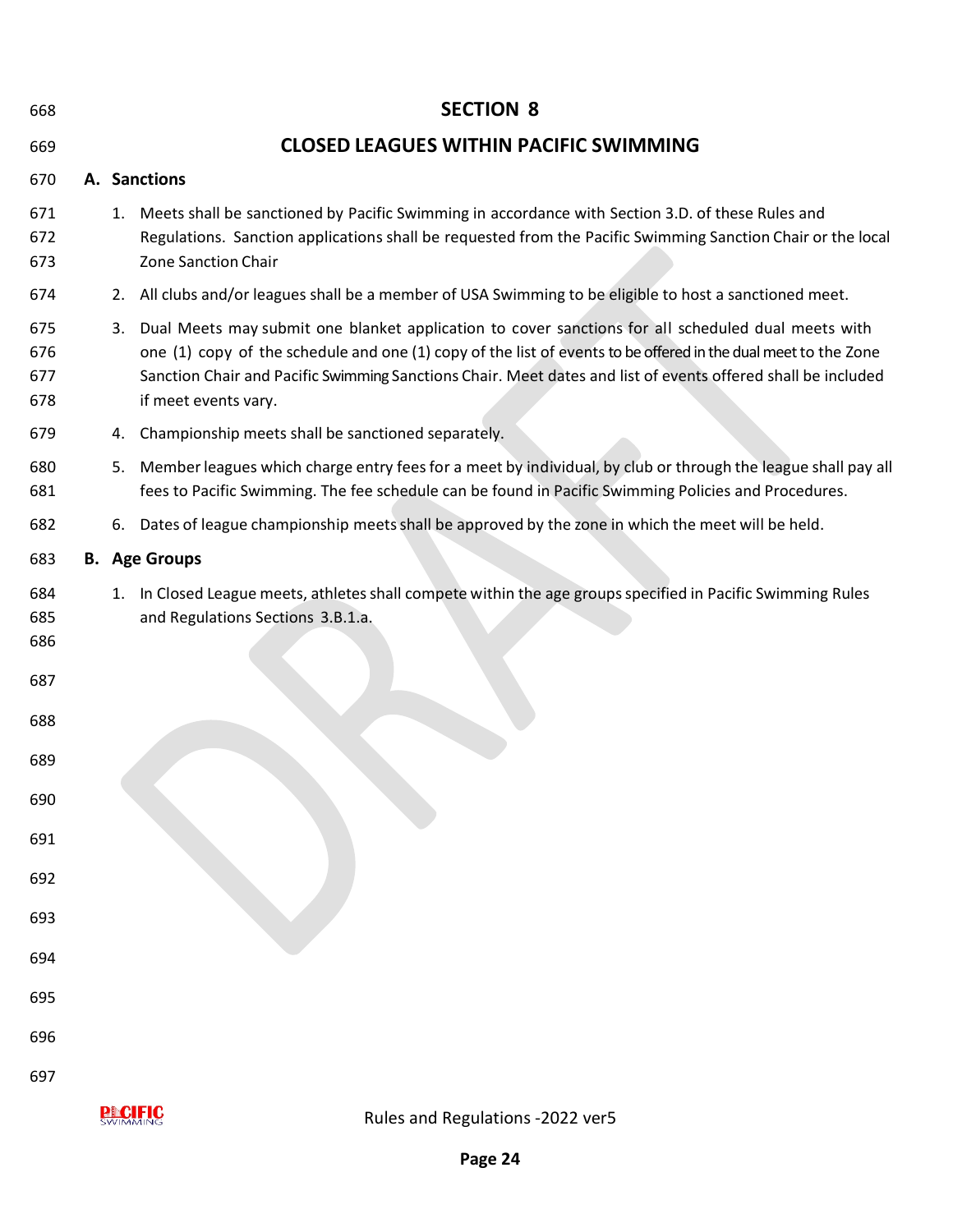# SECTION 8

# CLOSED LEAGUES WITHIN PACIFIC SWIMMING

## A. Sanctions

1. Meets shall be sanctioned by Pacific Swimming in accordance with Section 3.D. of these Rules and Regulations. Sanction applications shall be requested from the Pacific Swimming Sanction Chair or the local Zone Sanction Chair
2. All clubs and/or leagues shall be a member of USA Swimming to be eligible to host a sanctioned meet.
3. Dual Meets may submit one blanket application to cover sanctions for all scheduled dual meets with one (1) copy of the schedule and one (1) copy of the list of events to be offered in the dual meet to the Zone Sanction Chair and Pacific Swimming Sanctions Chair. Meet dates and list of events offered shall be included if meet events vary.
4. Championship meets shall be sanctioned separately.
5. Member leagues which charge entry fees for a meet by individual, by club or through the league shall pay all fees to Pacific Swimming. The fee schedule can be found in Pacific Swimming Policies and Procedures.
6. Dates of league championship meets shall be approved by the zone in which the meet will be held.

## B. Age Groups

1. In Closed League meets, athletes shall compete within the age groups specified in Pacific Swimming Rules and Regulations Sections 3.B.1.a.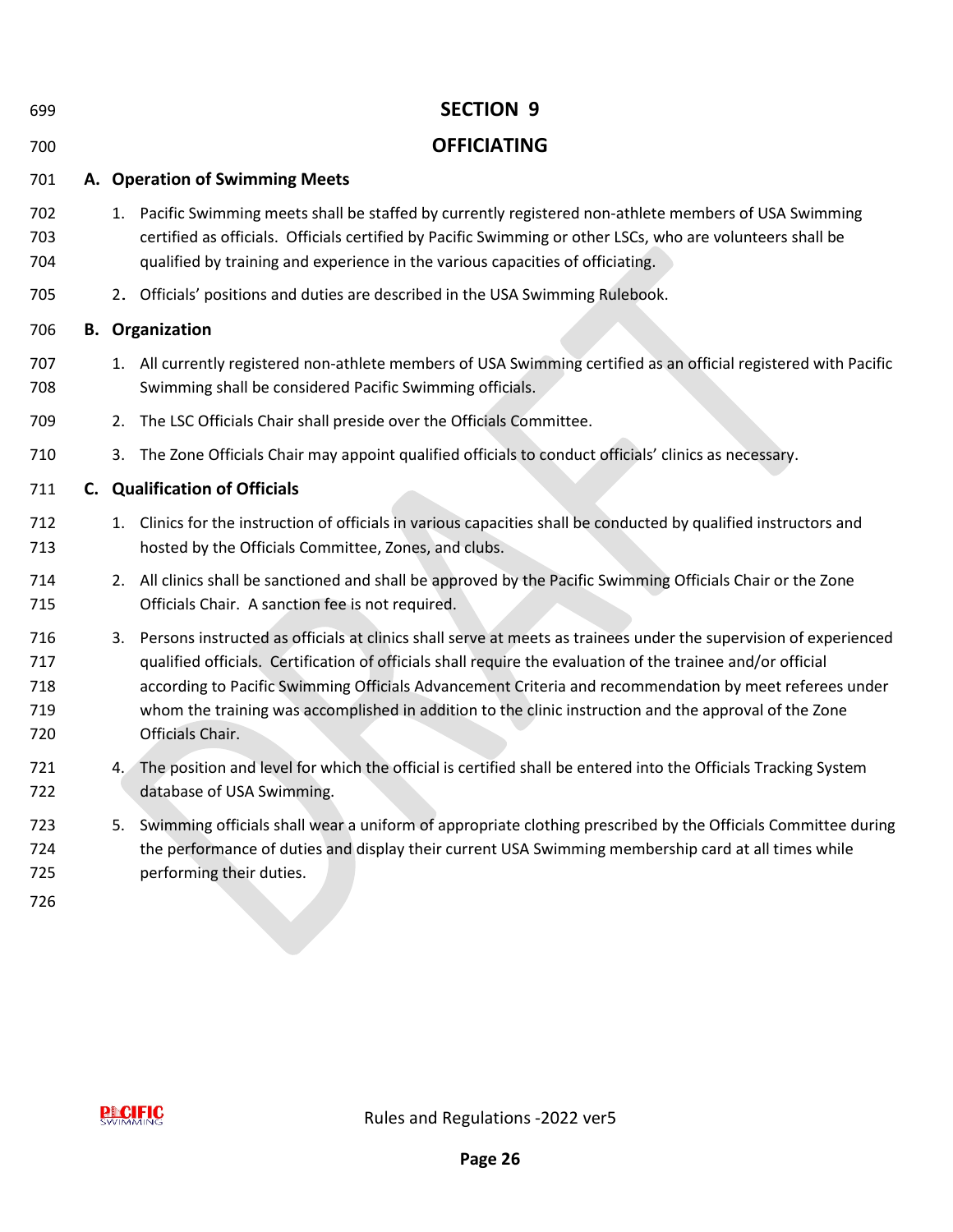# SECTION 9

# OFFICIATING

## A. Operation of Swimming Meets

1. Pacific Swimming meets shall be staffed by currently registered non-athlete members of USA Swimming certified as officials. Officials certified by Pacific Swimming or other LSCs, who are volunteers shall be qualified by training and experience in the various capacities of officiating.
2. Officials' positions and duties are described in the USA Swimming Rulebook.

## B. Organization

1. All currently registered non-athlete members of USA Swimming certified as an official registered with Pacific Swimming shall be considered Pacific Swimming officials.
2. The LSC Officials Chair shall preside over the Officials Committee.
3. The Zone Officials Chair may appoint qualified officials to conduct officials' clinics as necessary.

## C. Qualification of Officials

1. Clinics for the instruction of officials in various capacities shall be conducted by qualified instructors and hosted by the Officials Committee, Zones, and clubs.
2. All clinics shall be sanctioned and shall be approved by the Pacific Swimming Officials Chair or the Zone Officials Chair. A sanction fee is not required.
3. Persons instructed as officials at clinics shall serve at meets as trainees under the supervision of experienced qualified officials. Certification of officials shall require the evaluation of the trainee and/or official according to Pacific Swimming Officials Advancement Criteria and recommendation by meet referees under whom the training was accomplished in addition to the clinic instruction and the approval of the Zone Officials Chair.
4. The position and level for which the official is certified shall be entered into the Officials Tracking System database of USA Swimming.
5. Swimming officials shall wear a uniform of appropriate clothing prescribed by the Officials Committee during the performance of duties and display their current USA Swimming membership card at all times while performing their duties.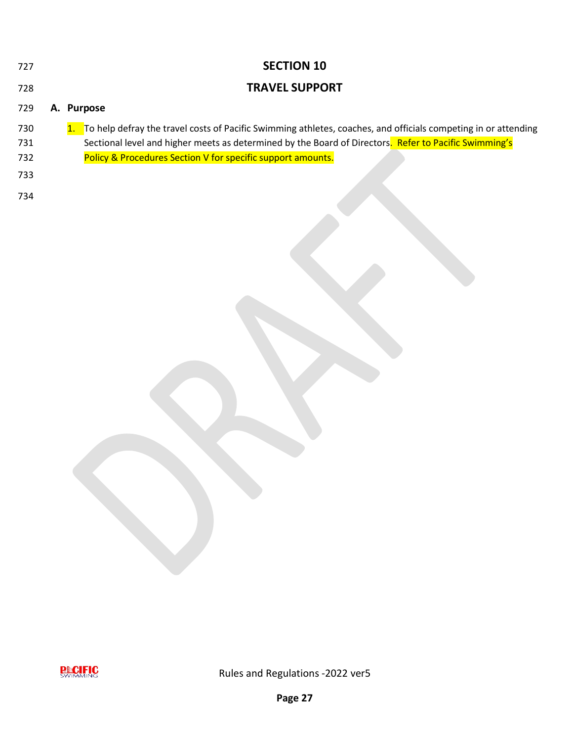# SECTION 10

# TRAVEL SUPPORT

## A. Purpose

1. To help defray the travel costs of Pacific Swimming athletes, coaches, and officials competing in or attending Sectional level and higher meets as determined by the Board of Directors. Refer to Pacific Swimming's Policy & Procedures Section V for specific support amounts.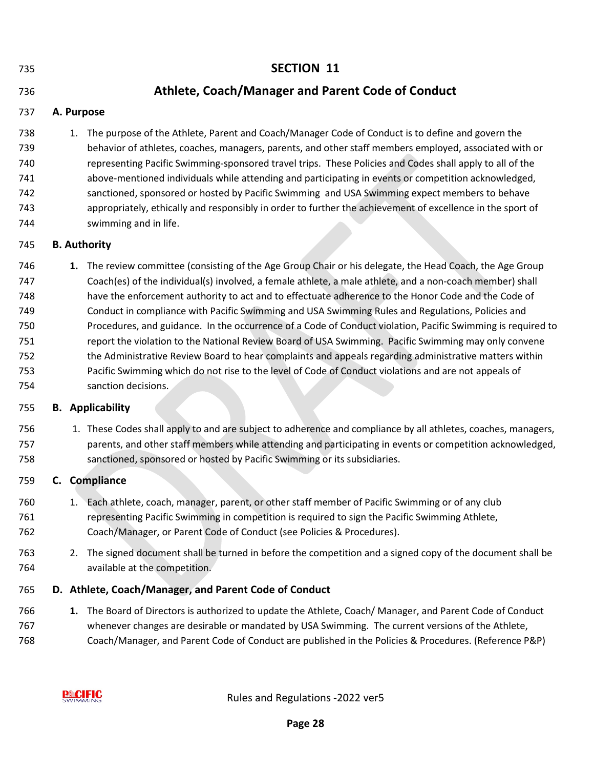# SECTION 11

# Athlete, Coach/Manager and Parent Code of Conduct

**A. Purpose**

1. The purpose of the Athlete, Parent and Coach/Manager Code of Conduct is to define and govern the behavior of athletes, coaches, managers, parents, and other staff members employed, associated with or representing Pacific Swimming-sponsored travel trips. These Policies and Codes shall apply to all of the above-mentioned individuals while attending and participating in events or competition acknowledged, sanctioned, sponsored or hosted by Pacific Swimming and USA Swimming expect members to behave appropriately, ethically and responsibly in order to further the achievement of excellence in the sport of swimming and in life.

**B. Authority**

1. The review committee (consisting of the Age Group Chair or his delegate, the Head Coach, the Age Group Coach(es) of the individual(s) involved, a female athlete, a male athlete, and a non-coach member) shall have the enforcement authority to act and to effectuate adherence to the Honor Code and the Code of Conduct in compliance with Pacific Swimming and USA Swimming Rules and Regulations, Policies and Procedures, and guidance. In the occurrence of a Code of Conduct violation, Pacific Swimming is required to report the violation to the National Review Board of USA Swimming. Pacific Swimming may only convene the Administrative Review Board to hear complaints and appeals regarding administrative matters within Pacific Swimming which do not rise to the level of Code of Conduct violations and are not appeals of sanction decisions.

**B. Applicability**

1. These Codes shall apply to and are subject to adherence and compliance by all athletes, coaches, managers, parents, and other staff members while attending and participating in events or competition acknowledged, sanctioned, sponsored or hosted by Pacific Swimming or its subsidiaries.

**C. Compliance**

1. Each athlete, coach, manager, parent, or other staff member of Pacific Swimming or of any club representing Pacific Swimming in competition is required to sign the Pacific Swimming Athlete, Coach/Manager, or Parent Code of Conduct (see Policies & Procedures).
2. The signed document shall be turned in before the competition and a signed copy of the document shall be available at the competition.

**D. Athlete, Coach/Manager, and Parent Code of Conduct**

1. The Board of Directors is authorized to update the Athlete, Coach/ Manager, and Parent Code of Conduct whenever changes are desirable or mandated by USA Swimming. The current versions of the Athlete, Coach/Manager, and Parent Code of Conduct are published in the Policies & Procedures. (Reference P&P)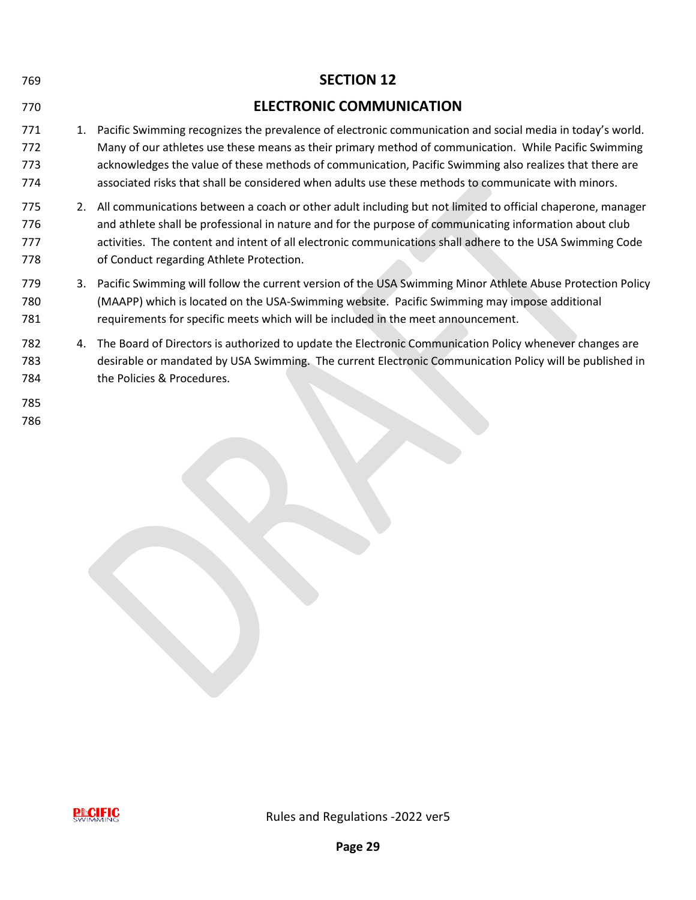# SECTION 12

# ELECTRONIC COMMUNICATION

1. Pacific Swimming recognizes the prevalence of electronic communication and social media in today's world. Many of our athletes use these means as their primary method of communication. While Pacific Swimming acknowledges the value of these methods of communication, Pacific Swimming also realizes that there are associated risks that shall be considered when adults use these methods to communicate with minors.
2. All communications between a coach or other adult including but not limited to official chaperone, manager and athlete shall be professional in nature and for the purpose of communicating information about club activities. The content and intent of all electronic communications shall adhere to the USA Swimming Code of Conduct regarding Athlete Protection.
3. Pacific Swimming will follow the current version of the USA Swimming Minor Athlete Abuse Protection Policy (MAAPP) which is located on the USA-Swimming website. Pacific Swimming may impose additional requirements for specific meets which will be included in the meet announcement.
4. The Board of Directors is authorized to update the Electronic Communication Policy whenever changes are desirable or mandated by USA Swimming. The current Electronic Communication Policy will be published in the Policies & Procedures.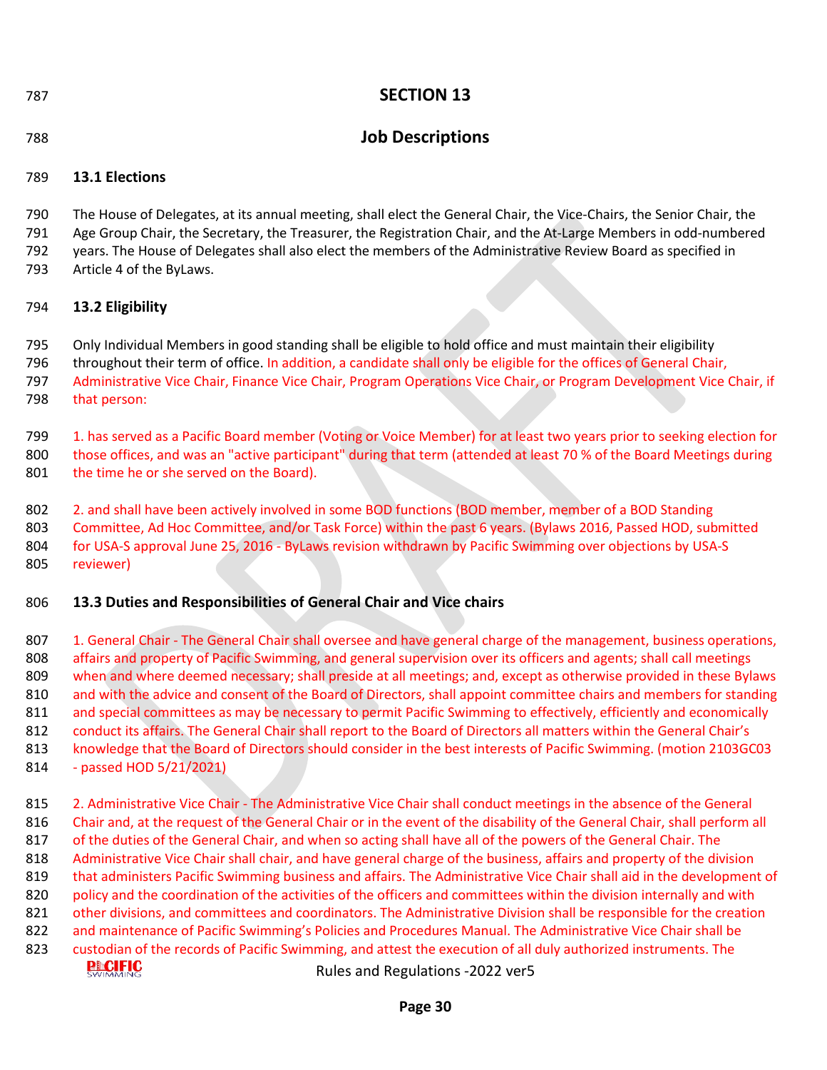# SECTION 13

# Job Descriptions

## 13.1 Elections

The House of Delegates, at its annual meeting, shall elect the General Chair, the Vice-Chairs, the Senior Chair, the Age Group Chair, the Secretary, the Treasurer, the Registration Chair, and the At-Large Members in odd-numbered years. The House of Delegates shall also elect the members of the Administrative Review Board as specified in Article 4 of the ByLaws.

## 13.2 Eligibility

Only Individual Members in good standing shall be eligible to hold office and must maintain their eligibility throughout their term of office. In addition, a candidate shall only be eligible for the offices of General Chair, Administrative Vice Chair, Finance Vice Chair, Program Operations Vice Chair, or Program Development Vice Chair, if that person:

1. has served as a Pacific Board member (Voting or Voice Member) for at least two years prior to seeking election for those offices, and was an "active participant" during that term (attended at least 70 % of the Board Meetings during the time he or she served on the Board).

2. and shall have been actively involved in some BOD functions (BOD member, member of a BOD Standing Committee, Ad Hoc Committee, and/or Task Force) within the past 6 years. (Bylaws 2016, Passed HOD, submitted for USA-S approval June 25, 2016 - ByLaws revision withdrawn by Pacific Swimming over objections by USA-S reviewer)

## 13.3 Duties and Responsibilities of General Chair and Vice chairs

1. General Chair - The General Chair shall oversee and have general charge of the management, business operations, affairs and property of Pacific Swimming, and general supervision over its officers and agents; shall call meetings when and where deemed necessary; shall preside at all meetings; and, except as otherwise provided in these Bylaws and with the advice and consent of the Board of Directors, shall appoint committee chairs and members for standing and special committees as may be necessary to permit Pacific Swimming to effectively, efficiently and economically conduct its affairs. The General Chair shall report to the Board of Directors all matters within the General Chair's knowledge that the Board of Directors should consider in the best interests of Pacific Swimming. (motion 2103GC03 - passed HOD 5/21/2021)

2. Administrative Vice Chair - The Administrative Vice Chair shall conduct meetings in the absence of the General Chair and, at the request of the General Chair or in the event of the disability of the General Chair, shall perform all of the duties of the General Chair, and when so acting shall have all of the powers of the General Chair. The Administrative Vice Chair shall chair, and have general charge of the business, affairs and property of the division that administers Pacific Swimming business and affairs. The Administrative Vice Chair shall aid in the development of policy and the coordination of the activities of the officers and committees within the division internally and with other divisions, and committees and coordinators. The Administrative Division shall be responsible for the creation and maintenance of Pacific Swimming's Policies and Procedures Manual. The Administrative Vice Chair shall be custodian of the records of Pacific Swimming, and attest the execution of all duly authorized instruments. The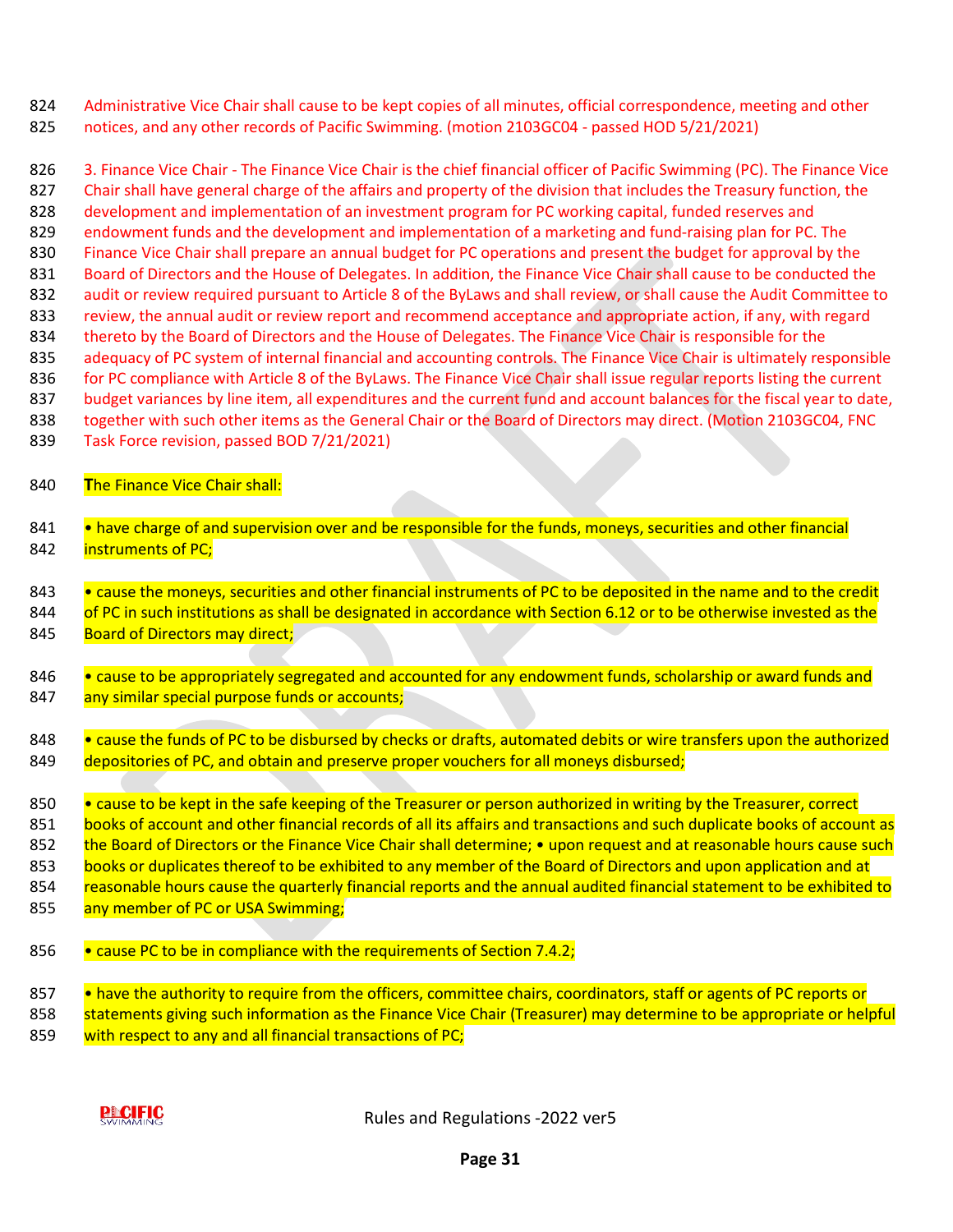Administrative Vice Chair shall cause to be kept copies of all minutes, official correspondence, meeting and other notices, and any other records of Pacific Swimming. (motion 2103GC04 - passed HOD 5/21/2021)

3. Finance Vice Chair - The Finance Vice Chair is the chief financial officer of Pacific Swimming (PC). The Finance Vice Chair shall have general charge of the affairs and property of the division that includes the Treasury function, the development and implementation of an investment program for PC working capital, funded reserves and endowment funds and the development and implementation of a marketing and fund-raising plan for PC. The Finance Vice Chair shall prepare an annual budget for PC operations and present the budget for approval by the Board of Directors and the House of Delegates. In addition, the Finance Vice Chair shall cause to be conducted the audit or review required pursuant to Article 8 of the ByLaws and shall review, or shall cause the Audit Committee to review, the annual audit or review report and recommend acceptance and appropriate action, if any, with regard thereto by the Board of Directors and the House of Delegates. The Finance Vice Chair is responsible for the adequacy of PC system of internal financial and accounting controls. The Finance Vice Chair is ultimately responsible for PC compliance with Article 8 of the ByLaws. The Finance Vice Chair shall issue regular reports listing the current budget variances by line item, all expenditures and the current fund and account balances for the fiscal year to date, together with such other items as the General Chair or the Board of Directors may direct. (Motion 2103GC04, FNC Task Force revision, passed BOD 7/21/2021)

The Finance Vice Chair shall:

- have charge of and supervision over and be responsible for the funds, moneys, securities and other financial instruments of PC;
- cause the moneys, securities and other financial instruments of PC to be deposited in the name and to the credit of PC in such institutions as shall be designated in accordance with Section 6.12 or to be otherwise invested as the Board of Directors may direct;
- cause to be appropriately segregated and accounted for any endowment funds, scholarship or award funds and any similar special purpose funds or accounts;
- cause the funds of PC to be disbursed by checks or drafts, automated debits or wire transfers upon the authorized depositories of PC, and obtain and preserve proper vouchers for all moneys disbursed;
- cause to be kept in the safe keeping of the Treasurer or person authorized in writing by the Treasurer, correct books of account and other financial records of all its affairs and transactions and such duplicate books of account as the Board of Directors or the Finance Vice Chair shall determine; • upon request and at reasonable hours cause such books or duplicates thereof to be exhibited to any member of the Board of Directors and upon application and at reasonable hours cause the quarterly financial reports and the annual audited financial statement to be exhibited to any member of PC or USA Swimming;
- cause PC to be in compliance with the requirements of Section 7.4.2;
- have the authority to require from the officers, committee chairs, coordinators, staff or agents of PC reports or statements giving such information as the Finance Vice Chair (Treasurer) may determine to be appropriate or helpful with respect to any and all financial transactions of PC;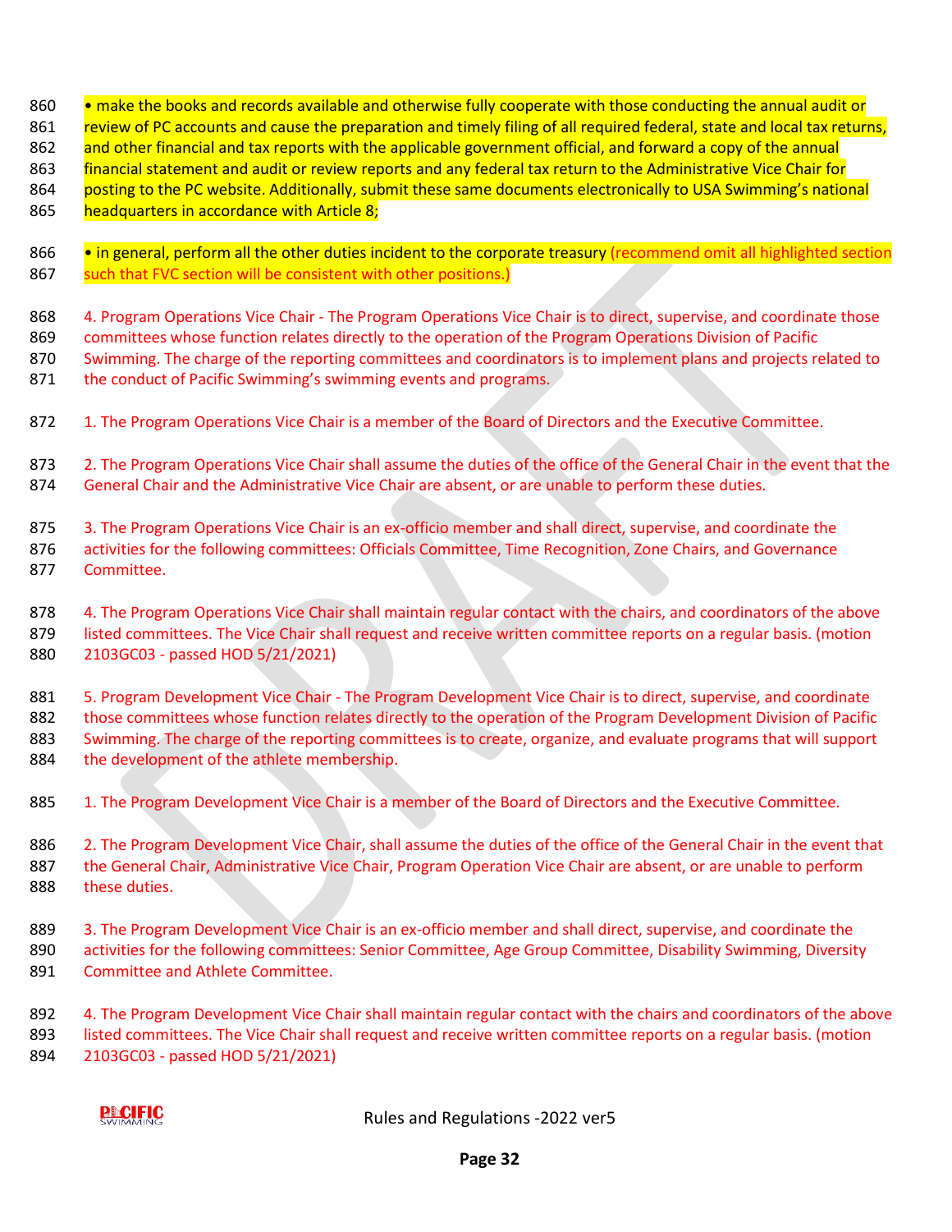• make the books and records available and otherwise fully cooperate with those conducting the annual audit or review of PC accounts and cause the preparation and timely filing of all required federal, state and local tax returns, and other financial and tax reports with the applicable government official, and forward a copy of the annual financial statement and audit or review reports and any federal tax return to the Administrative Vice Chair for posting to the PC website. Additionally, submit these same documents electronically to USA Swimming's national headquarters in accordance with Article 8;

• in general, perform all the other duties incident to the corporate treasury (recommend omit all highlighted section such that FVC section will be consistent with other positions.)

4. Program Operations Vice Chair - The Program Operations Vice Chair is to direct, supervise, and coordinate those committees whose function relates directly to the operation of the Program Operations Division of Pacific Swimming. The charge of the reporting committees and coordinators is to implement plans and projects related to the conduct of Pacific Swimming's swimming events and programs.

1. The Program Operations Vice Chair is a member of the Board of Directors and the Executive Committee.

2. The Program Operations Vice Chair shall assume the duties of the office of the General Chair in the event that the General Chair and the Administrative Vice Chair are absent, or are unable to perform these duties.

3. The Program Operations Vice Chair is an ex-officio member and shall direct, supervise, and coordinate the activities for the following committees: Officials Committee, Time Recognition, Zone Chairs, and Governance Committee.

4. The Program Operations Vice Chair shall maintain regular contact with the chairs, and coordinators of the above listed committees. The Vice Chair shall request and receive written committee reports on a regular basis. (motion 2103GC03 - passed HOD 5/21/2021)

5. Program Development Vice Chair - The Program Development Vice Chair is to direct, supervise, and coordinate those committees whose function relates directly to the operation of the Program Development Division of Pacific Swimming. The charge of the reporting committees is to create, organize, and evaluate programs that will support the development of the athlete membership.

1. The Program Development Vice Chair is a member of the Board of Directors and the Executive Committee.

2. The Program Development Vice Chair, shall assume the duties of the office of the General Chair in the event that the General Chair, Administrative Vice Chair, Program Operation Vice Chair are absent, or are unable to perform these duties.

3. The Program Development Vice Chair is an ex-officio member and shall direct, supervise, and coordinate the activities for the following committees: Senior Committee, Age Group Committee, Disability Swimming, Diversity Committee and Athlete Committee.

4. The Program Development Vice Chair shall maintain regular contact with the chairs and coordinators of the above listed committees. The Vice Chair shall request and receive written committee reports on a regular basis. (motion 2103GC03 - passed HOD 5/21/2021)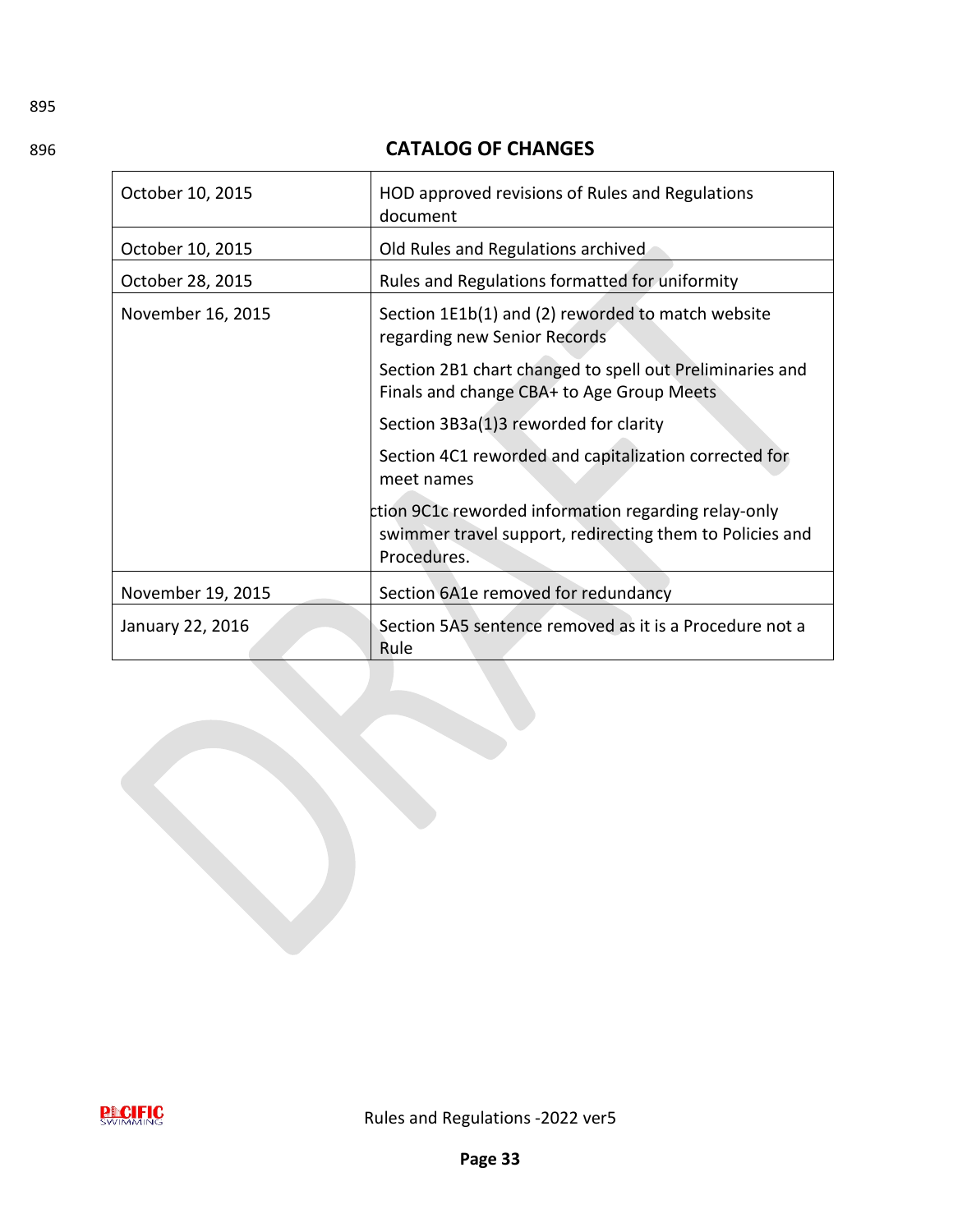## CATALOG OF CHANGES

| | |
|---|---|
| October 10, 2015 | HOD approved revisions of Rules and Regulations document |
| October 10, 2015 | Old Rules and Regulations archived |
| October 28, 2015 | Rules and Regulations formatted for uniformity |
| November 16, 2015 | Section 1E1b(1) and (2) reworded to match website regarding new Senior Records<br><br>Section 2B1 chart changed to spell out Preliminaries and Finals and change CBA+ to Age Group Meets<br><br>Section 3B3a(1)3 reworded for clarity<br><br>Section 4C1 reworded and capitalization corrected for meet names<br><br>ction 9C1c reworded information regarding relay-only swimmer travel support, redirecting them to Policies and Procedures. |
| November 19, 2015 | Section 6A1e removed for redundancy |
| January 22, 2016 | Section 5A5 sentence removed as it is a Procedure not a Rule |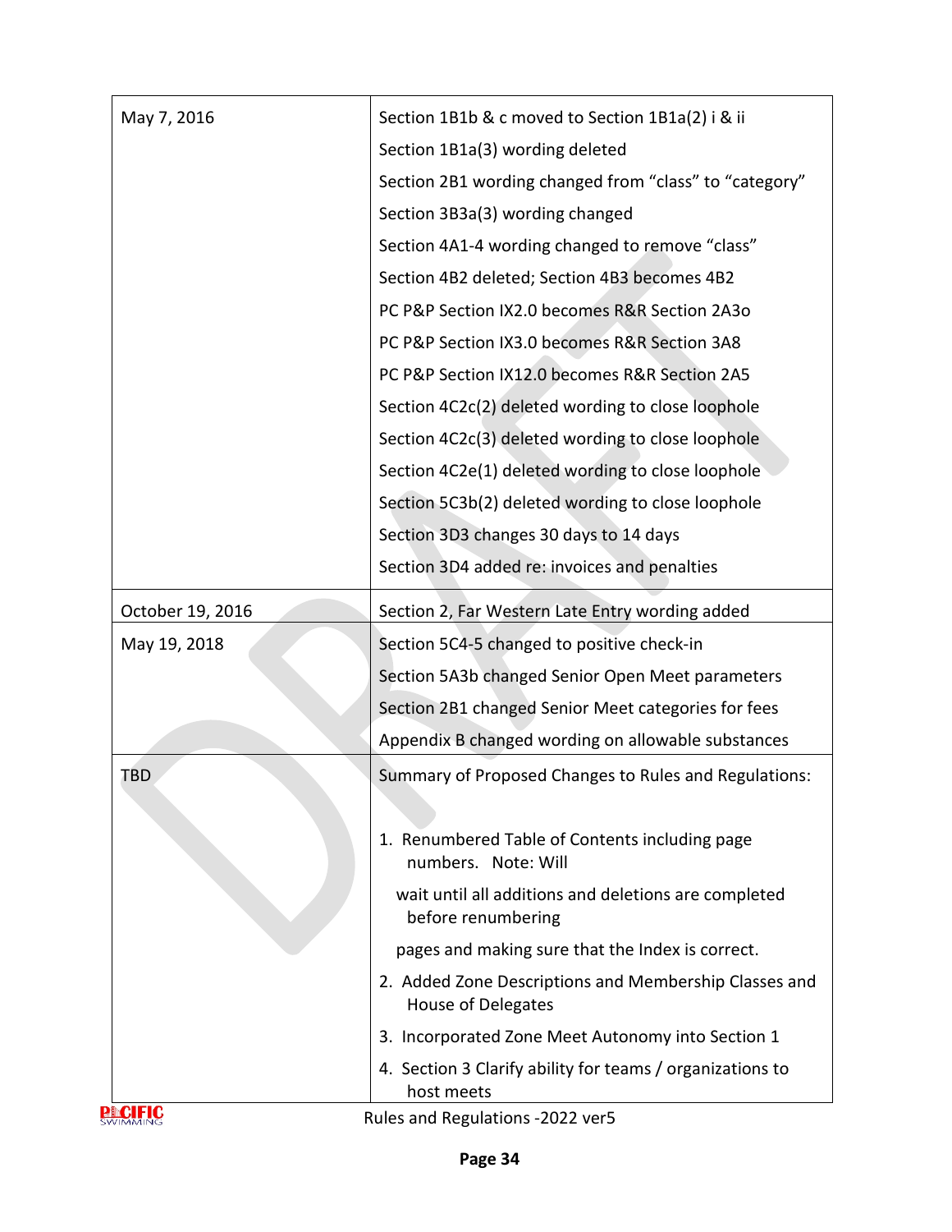| | |
|---|---|
| May 7, 2016 | Section 1B1b & c moved to Section 1B1a(2) i & ii<br>Section 1B1a(3) wording deleted<br>Section 2B1 wording changed from "class" to "category"<br>Section 3B3a(3) wording changed<br>Section 4A1-4 wording changed to remove "class"<br>Section 4B2 deleted; Section 4B3 becomes 4B2<br>PC P&P Section IX2.0 becomes R&R Section 2A3o<br>PC P&P Section IX3.0 becomes R&R Section 3A8<br>PC P&P Section IX12.0 becomes R&R Section 2A5<br>Section 4C2c(2) deleted wording to close loophole<br>Section 4C2c(3) deleted wording to close loophole<br>Section 4C2e(1) deleted wording to close loophole<br>Section 5C3b(2) deleted wording to close loophole<br>Section 3D3 changes 30 days to 14 days<br>Section 3D4 added re: invoices and penalties |
| October 19, 2016 | Section 2, Far Western Late Entry wording added |
| May 19, 2018 | Section 5C4-5 changed to positive check-in<br>Section 5A3b changed Senior Open Meet parameters<br>Section 2B1 changed Senior Meet categories for fees<br>Appendix B changed wording on allowable substances |
| TBD | Summary of Proposed Changes to Rules and Regulations:<br><br>1. Renumbered Table of Contents including page numbers. Note: Will wait until all additions and deletions are completed before renumbering pages and making sure that the Index is correct.<br>2. Added Zone Descriptions and Membership Classes and House of Delegates<br>3. Incorporated Zone Meet Autonomy into Section 1<br>4. Section 3 Clarify ability for teams / organizations to host meets |

Rules and Regulations -2022 ver5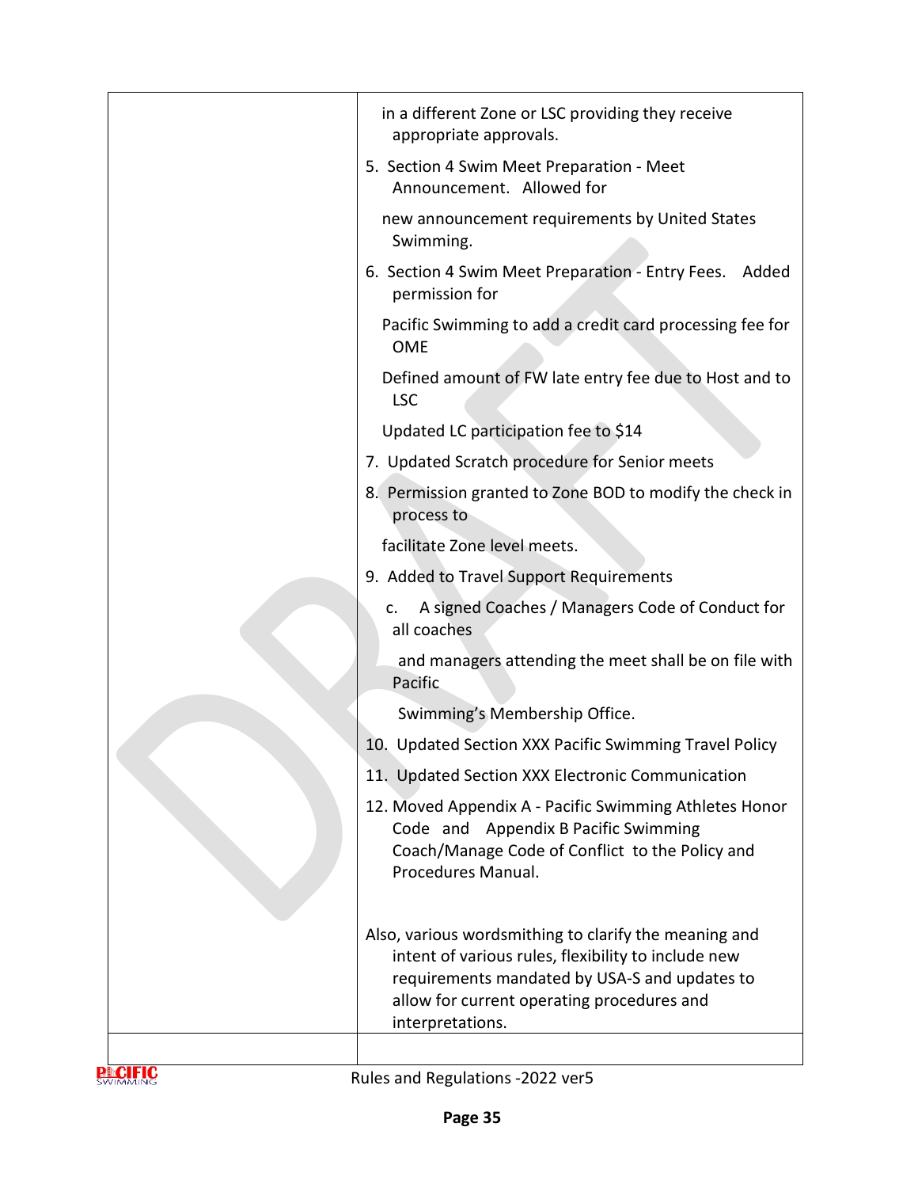| | |
|---|---|
| | in a different Zone or LSC providing they receive appropriate approvals.<br><br>5. Section 4 Swim Meet Preparation - Meet Announcement. Allowed for<br><br>new announcement requirements by United States Swimming.<br><br>6. Section 4 Swim Meet Preparation - Entry Fees. Added permission for<br><br>Pacific Swimming to add a credit card processing fee for OME<br><br>Defined amount of FW late entry fee due to Host and to LSC<br><br>Updated LC participation fee to $14<br><br>7. Updated Scratch procedure for Senior meets<br><br>8. Permission granted to Zone BOD to modify the check in process to<br><br>facilitate Zone level meets.<br><br>9. Added to Travel Support Requirements<br><br>c. A signed Coaches / Managers Code of Conduct for all coaches<br><br>and managers attending the meet shall be on file with Pacific<br><br>Swimming's Membership Office.<br><br>10. Updated Section XXX Pacific Swimming Travel Policy<br><br>11. Updated Section XXX Electronic Communication<br><br>12. Moved Appendix A - Pacific Swimming Athletes Honor Code and Appendix B Pacific Swimming Coach/Manage Code of Conflict to the Policy and Procedures Manual.<br><br>Also, various wordsmithing to clarify the meaning and intent of various rules, flexibility to include new requirements mandated by USA-S and updates to allow for current operating procedures and interpretations. |
| | |